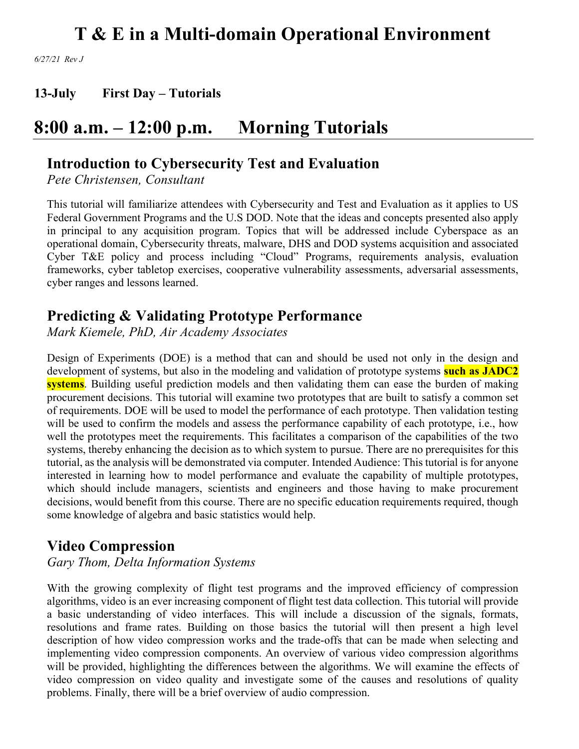# T & E in a Multi-domain Operational Environment

*6/27/21 Rev J*

**13-July First Day – Tutorials**

## 8:00 a.m. – 12:00 p.m. Morning Tutorials

### Introduction to Cybersecurity Test and Evaluation

*Pete Christensen, Consultant*

This tutorial will familiarize attendees with Cybersecurity and Test and Evaluation as it applies to US Federal Government Programs and the U.S DOD. Note that the ideas and concepts presented also apply in principal to any acquisition program. Topics that will be addressed include Cyberspace as an operational domain, Cybersecurity threats, malware, DHS and DOD systems acquisition and associated Cyber T&E policy and process including "Cloud" Programs, requirements analysis, evaluation frameworks, cyber tabletop exercises, cooperative vulnerability assessments, adversarial assessments, cyber ranges and lessons learned.

### Predicting & Validating Prototype Performance

*Mark Kiemele, PhD, Air Academy Associates*

Design of Experiments (DOE) is a method that can and should be used not only in the design and development of systems, but also in the modeling and validation of prototype systems **such as JADC2 systems**. Building useful prediction models and then validating them can ease the burden of making procurement decisions. This tutorial will examine two prototypes that are built to satisfy a common set of requirements. DOE will be used to model the performance of each prototype. Then validation testing will be used to confirm the models and assess the performance capability of each prototype, i.e., how well the prototypes meet the requirements. This facilitates a comparison of the capabilities of the two systems, thereby enhancing the decision as to which system to pursue. There are no prerequisites for this tutorial, as the analysis will be demonstrated via computer. Intended Audience: This tutorial is for anyone interested in learning how to model performance and evaluate the capability of multiple prototypes, which should include managers, scientists and engineers and those having to make procurement decisions, would benefit from this course. There are no specific education requirements required, though some knowledge of algebra and basic statistics would help.

### Video Compression

*Gary Thom, Delta Information Systems*

With the growing complexity of flight test programs and the improved efficiency of compression algorithms, video is an ever increasing component of flight test data collection. This tutorial will provide a basic understanding of video interfaces. This will include a discussion of the signals, formats, resolutions and frame rates. Building on those basics the tutorial will then present a high level description of how video compression works and the trade-offs that can be made when selecting and implementing video compression components. An overview of various video compression algorithms will be provided, highlighting the differences between the algorithms. We will examine the effects of video compression on video quality and investigate some of the causes and resolutions of quality problems. Finally, there will be a brief overview of audio compression.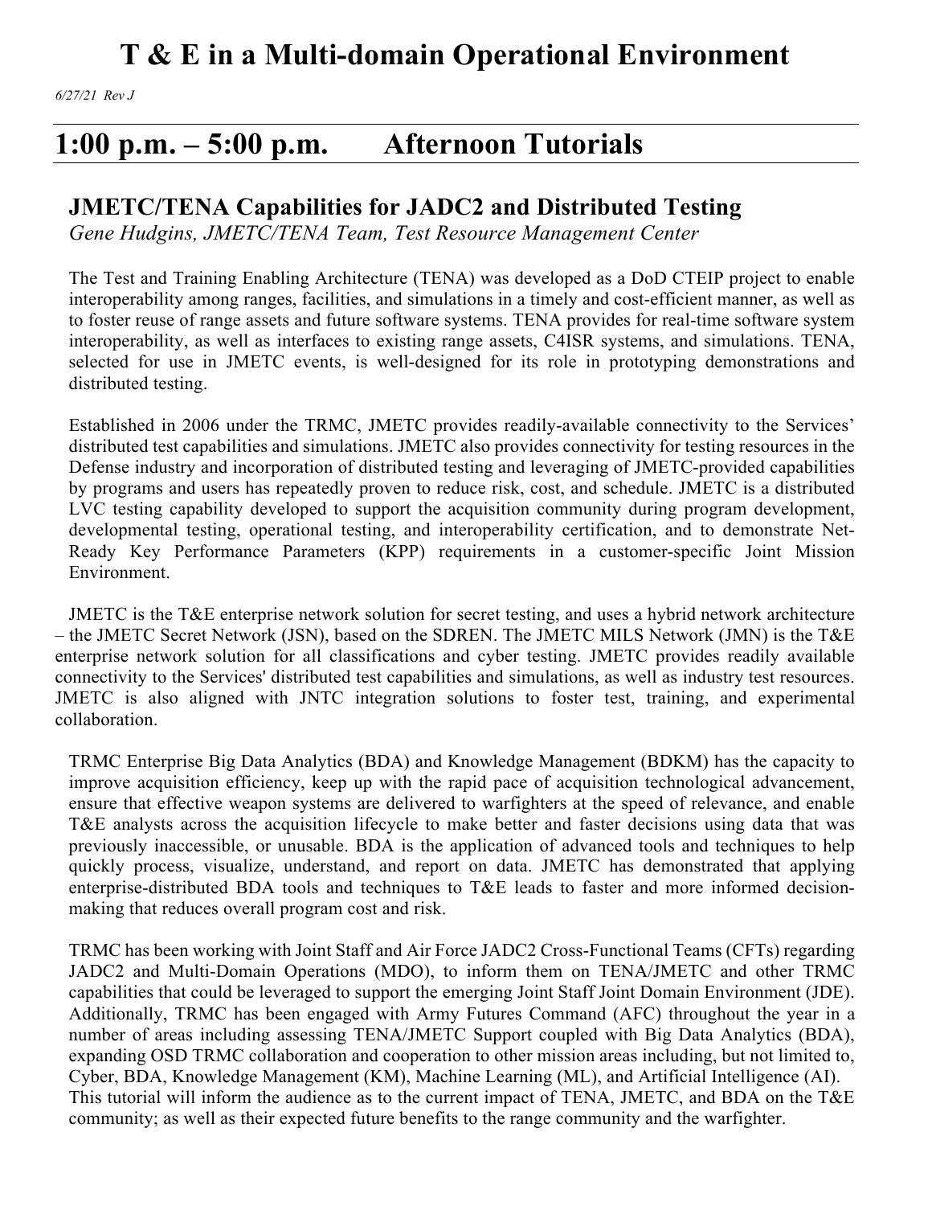# T & E in a Multi-domain Operational Environment

*6/27/21 Rev J*

## 1:00 p.m. – 5:00 p.m. Afternoon Tutorials

### JMETC/TENA Capabilities for JADC2 and Distributed Testing

*Gene Hudgins, JMETC/TENA Team, Test Resource Management Center*

The Test and Training Enabling Architecture (TENA) was developed as a DoD CTEIP project to enable interoperability among ranges, facilities, and simulations in a timely and cost-efficient manner, as well as to foster reuse of range assets and future software systems. TENA provides for real-time software system interoperability, as well as interfaces to existing range assets, C4ISR systems, and simulations. TENA, selected for use in JMETC events, is well-designed for its role in prototyping demonstrations and distributed testing.

Established in 2006 under the TRMC, JMETC provides readily-available connectivity to the Services' distributed test capabilities and simulations. JMETC also provides connectivity for testing resources in the Defense industry and incorporation of distributed testing and leveraging of JMETC-provided capabilities by programs and users has repeatedly proven to reduce risk, cost, and schedule. JMETC is a distributed LVC testing capability developed to support the acquisition community during program development, developmental testing, operational testing, and interoperability certification, and to demonstrate Net-Ready Key Performance Parameters (KPP) requirements in a customer-specific Joint Mission Environment.

JMETC is the T&E enterprise network solution for secret testing, and uses a hybrid network architecture – the JMETC Secret Network (JSN), based on the SDREN. The JMETC MILS Network (JMN) is the T&E enterprise network solution for all classifications and cyber testing. JMETC provides readily available connectivity to the Services' distributed test capabilities and simulations, as well as industry test resources. JMETC is also aligned with JNTC integration solutions to foster test, training, and experimental collaboration.

TRMC Enterprise Big Data Analytics (BDA) and Knowledge Management (BDKM) has the capacity to improve acquisition efficiency, keep up with the rapid pace of acquisition technological advancement, ensure that effective weapon systems are delivered to warfighters at the speed of relevance, and enable T&E analysts across the acquisition lifecycle to make better and faster decisions using data that was previously inaccessible, or unusable. BDA is the application of advanced tools and techniques to help quickly process, visualize, understand, and report on data. JMETC has demonstrated that applying enterprise-distributed BDA tools and techniques to T&E leads to faster and more informed decision-making that reduces overall program cost and risk.

TRMC has been working with Joint Staff and Air Force JADC2 Cross-Functional Teams (CFTs) regarding JADC2 and Multi-Domain Operations (MDO), to inform them on TENA/JMETC and other TRMC capabilities that could be leveraged to support the emerging Joint Staff Joint Domain Environment (JDE). Additionally, TRMC has been engaged with Army Futures Command (AFC) throughout the year in a number of areas including assessing TENA/JMETC Support coupled with Big Data Analytics (BDA), expanding OSD TRMC collaboration and cooperation to other mission areas including, but not limited to, Cyber, BDA, Knowledge Management (KM), Machine Learning (ML), and Artificial Intelligence (AI). This tutorial will inform the audience as to the current impact of TENA, JMETC, and BDA on the T&E community; as well as their expected future benefits to the range community and the warfighter.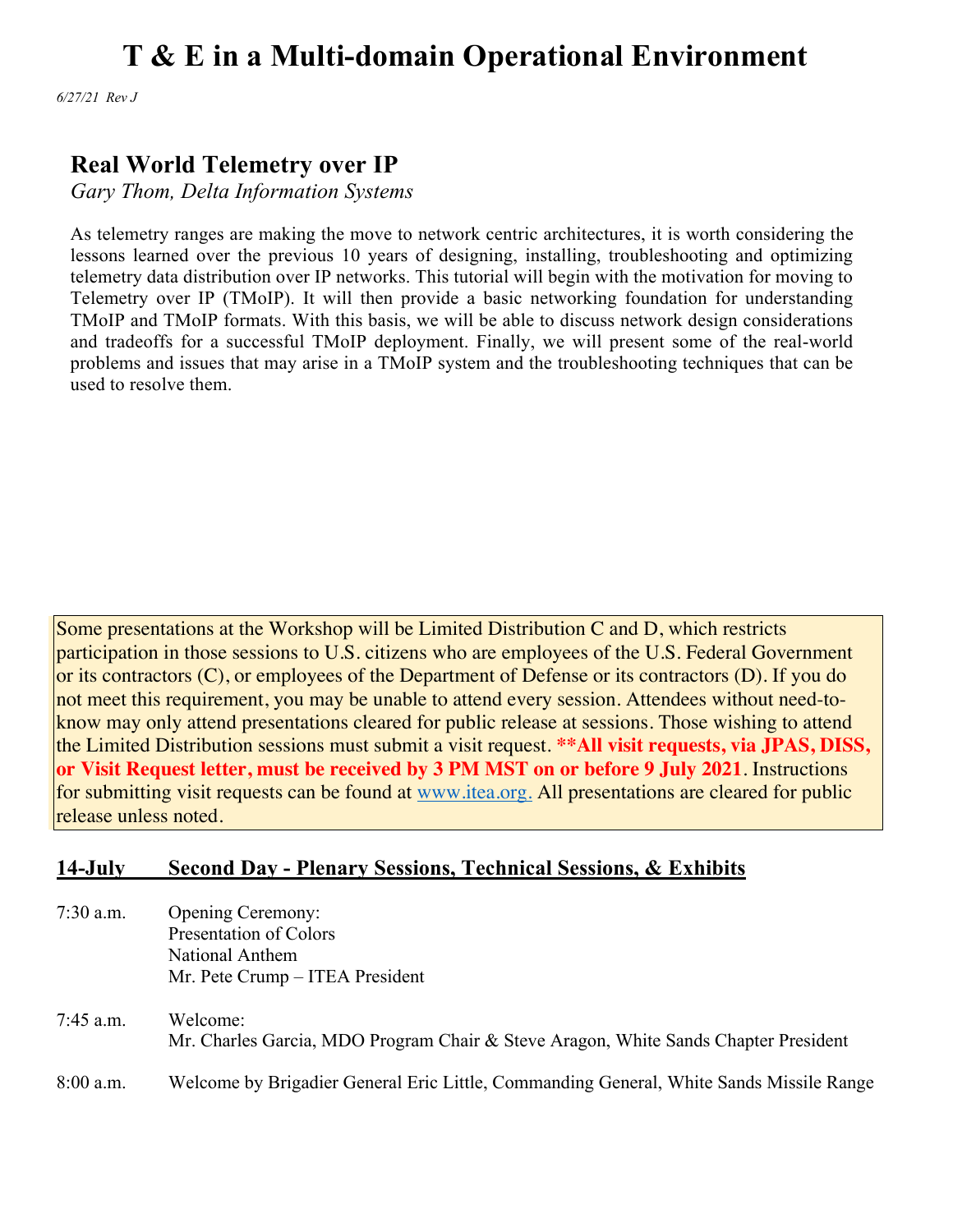# T & E in a Multi-domain Operational Environment

*6/27/21 Rev J*

## Real World Telemetry over IP

*Gary Thom, Delta Information Systems*

As telemetry ranges are making the move to network centric architectures, it is worth considering the lessons learned over the previous 10 years of designing, installing, troubleshooting and optimizing telemetry data distribution over IP networks. This tutorial will begin with the motivation for moving to Telemetry over IP (TMoIP). It will then provide a basic networking foundation for understanding TMoIP and TMoIP formats. With this basis, we will be able to discuss network design considerations and tradeoffs for a successful TMoIP deployment. Finally, we will present some of the real-world problems and issues that may arise in a TMoIP system and the troubleshooting techniques that can be used to resolve them.

Some presentations at the Workshop will be Limited Distribution C and D, which restricts participation in those sessions to U.S. citizens who are employees of the U.S. Federal Government or its contractors (C), or employees of the Department of Defense or its contractors (D). If you do not meet this requirement, you may be unable to attend every session. Attendees without need-to-know may only attend presentations cleared for public release at sessions. Those wishing to attend the Limited Distribution sessions must submit a visit request. **\*\*All visit requests, via JPAS, DISS, or Visit Request letter, must be received by 3 PM MST on or before 9 July 2021**. Instructions for submitting visit requests can be found at www.itea.org. All presentations are cleared for public release unless noted.

## 14-July Second Day - Plenary Sessions, Technical Sessions, & Exhibits

7:30 a.m. Opening Ceremony:
Presentation of Colors
National Anthem
Mr. Pete Crump – ITEA President

7:45 a.m. Welcome:
Mr. Charles Garcia, MDO Program Chair & Steve Aragon, White Sands Chapter President

8:00 a.m. Welcome by Brigadier General Eric Little, Commanding General, White Sands Missile Range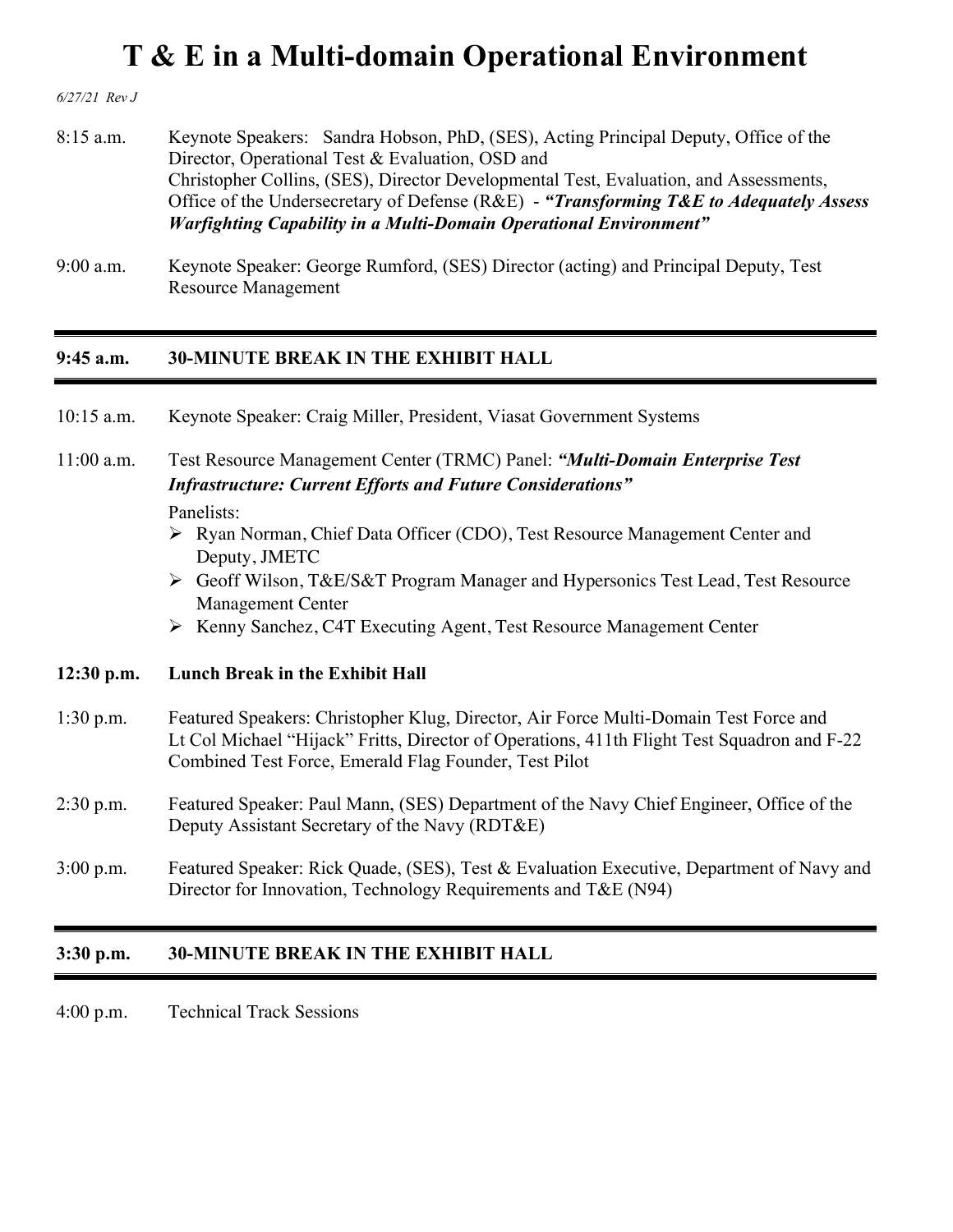# T & E in a Multi-domain Operational Environment

*6/27/21 Rev J*

8:15 a.m. Keynote Speakers: Sandra Hobson, PhD, (SES), Acting Principal Deputy, Office of the Director, Operational Test & Evaluation, OSD and Christopher Collins, (SES), Director Developmental Test, Evaluation, and Assessments, Office of the Undersecretary of Defense (R&E) - ***"Transforming T&E to Adequately Assess Warfighting Capability in a Multi-Domain Operational Environment"***

9:00 a.m. Keynote Speaker: George Rumford, (SES) Director (acting) and Principal Deputy, Test Resource Management

---

**9:45 a.m. 30-MINUTE BREAK IN THE EXHIBIT HALL**

---

10:15 a.m. Keynote Speaker: Craig Miller, President, Viasat Government Systems

11:00 a.m. Test Resource Management Center (TRMC) Panel: ***"Multi-Domain Enterprise Test Infrastructure: Current Efforts and Future Considerations"***

Panelists:

- Ryan Norman, Chief Data Officer (CDO), Test Resource Management Center and Deputy, JMETC
- Geoff Wilson, T&E/S&T Program Manager and Hypersonics Test Lead, Test Resource Management Center
- Kenny Sanchez, C4T Executing Agent, Test Resource Management Center

**12:30 p.m. Lunch Break in the Exhibit Hall**

1:30 p.m. Featured Speakers: Christopher Klug, Director, Air Force Multi-Domain Test Force and Lt Col Michael "Hijack" Fritts, Director of Operations, 411th Flight Test Squadron and F-22 Combined Test Force, Emerald Flag Founder, Test Pilot

2:30 p.m. Featured Speaker: Paul Mann, (SES) Department of the Navy Chief Engineer, Office of the Deputy Assistant Secretary of the Navy (RDT&E)

3:00 p.m. Featured Speaker: Rick Quade, (SES), Test & Evaluation Executive, Department of Navy and Director for Innovation, Technology Requirements and T&E (N94)

---

**3:30 p.m. 30-MINUTE BREAK IN THE EXHIBIT HALL**

---

4:00 p.m. Technical Track Sessions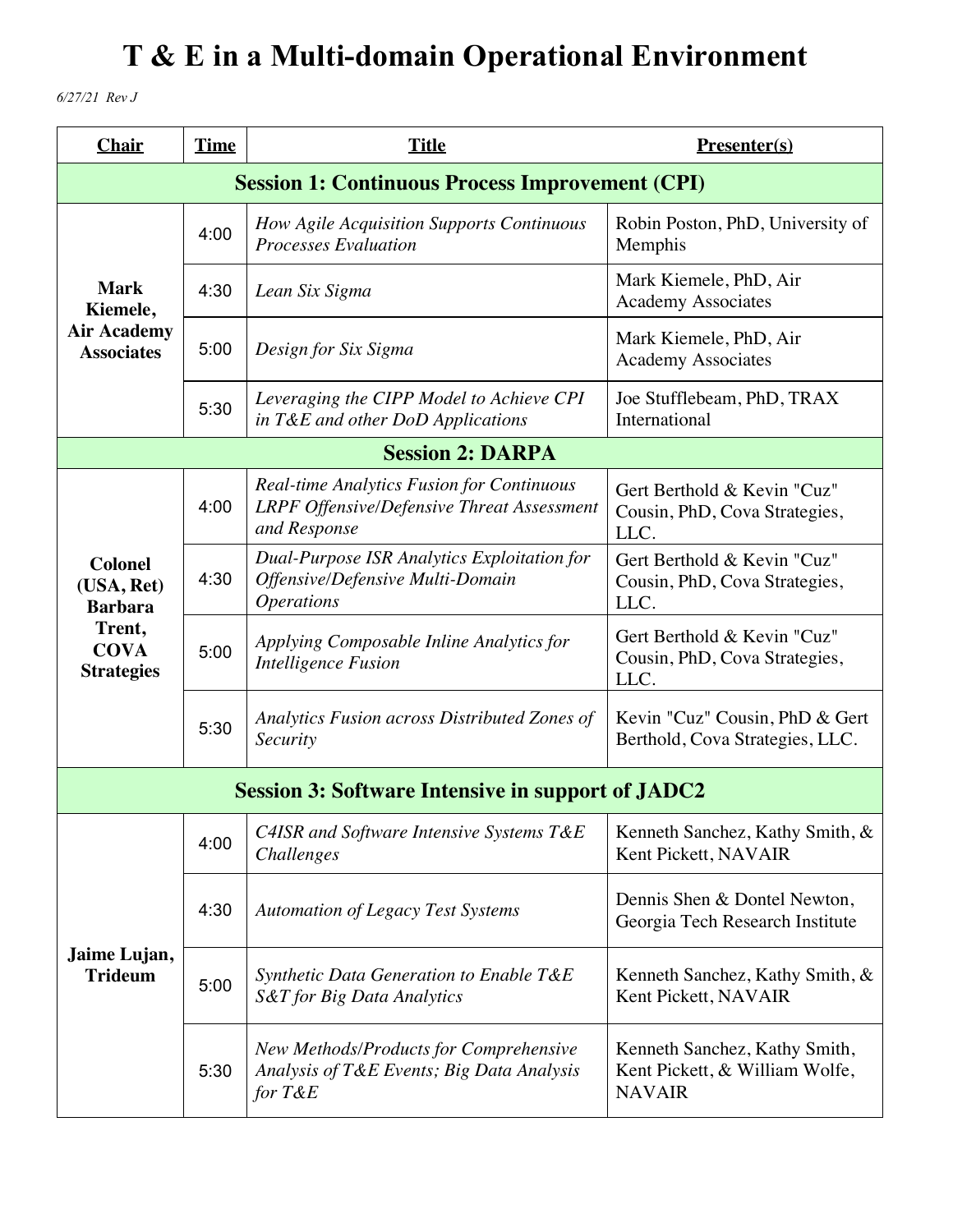# T & E in a Multi-domain Operational Environment

*6/27/21 Rev J*

| Chair | Time | Title | Presenter(s) |
|---|---|---|---|
| **Session 1: Continuous Process Improvement (CPI)** | | | |
| **Mark Kiemele, Air Academy Associates** | 4:00 | *How Agile Acquisition Supports Continuous Processes Evaluation* | Robin Poston, PhD, University of Memphis |
| | 4:30 | *Lean Six Sigma* | Mark Kiemele, PhD, Air Academy Associates |
| | 5:00 | *Design for Six Sigma* | Mark Kiemele, PhD, Air Academy Associates |
| | 5:30 | *Leveraging the CIPP Model to Achieve CPI in T&E and other DoD Applications* | Joe Stufflebeam, PhD, TRAX International |
| **Session 2: DARPA** | | | |
| **Colonel (USA, Ret) Barbara Trent, COVA Strategies** | 4:00 | *Real-time Analytics Fusion for Continuous LRPF Offensive/Defensive Threat Assessment and Response* | Gert Berthold & Kevin "Cuz" Cousin, PhD, Cova Strategies, LLC. |
| | 4:30 | *Dual-Purpose ISR Analytics Exploitation for Offensive/Defensive Multi-Domain Operations* | Gert Berthold & Kevin "Cuz" Cousin, PhD, Cova Strategies, LLC. |
| | 5:00 | *Applying Composable Inline Analytics for Intelligence Fusion* | Gert Berthold & Kevin "Cuz" Cousin, PhD, Cova Strategies, LLC. |
| | 5:30 | *Analytics Fusion across Distributed Zones of Security* | Kevin "Cuz" Cousin, PhD & Gert Berthold, Cova Strategies, LLC. |
| **Session 3: Software Intensive in support of JADC2** | | | |
| **Jaime Lujan, Trideum** | 4:00 | *C4ISR and Software Intensive Systems T&E Challenges* | Kenneth Sanchez, Kathy Smith, & Kent Pickett, NAVAIR |
| | 4:30 | *Automation of Legacy Test Systems* | Dennis Shen & Dontel Newton, Georgia Tech Research Institute |
| | 5:00 | *Synthetic Data Generation to Enable T&E S&T for Big Data Analytics* | Kenneth Sanchez, Kathy Smith, & Kent Pickett, NAVAIR |
| | 5:30 | *New Methods/Products for Comprehensive Analysis of T&E Events; Big Data Analysis for T&E* | Kenneth Sanchez, Kathy Smith, Kent Pickett, & William Wolfe, NAVAIR |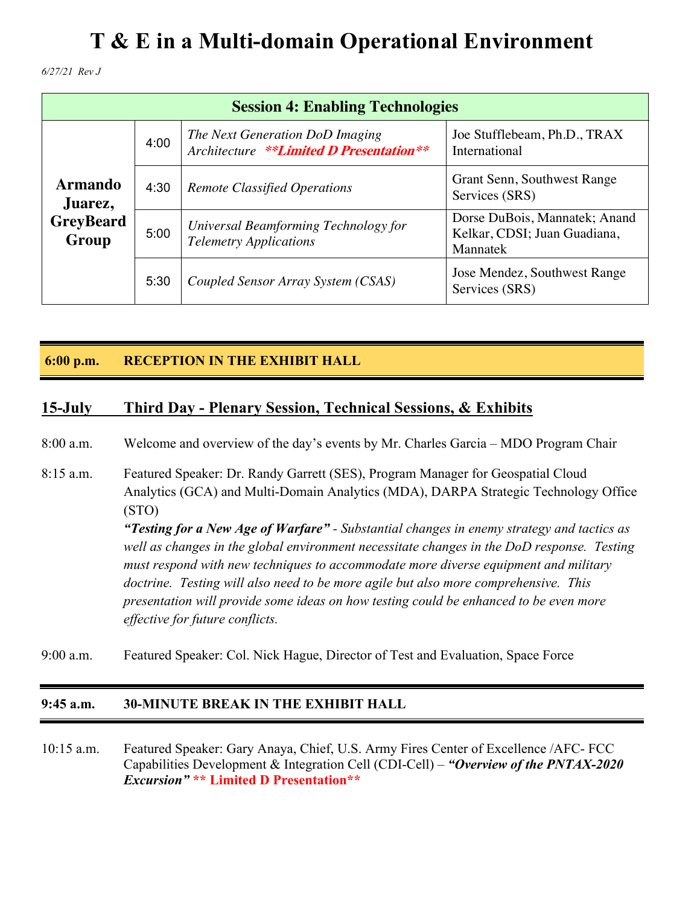# T & E in a Multi-domain Operational Environment

*6/27/21 Rev J*

| Session 4: Enabling Technologies | | | |
|---|---|---|---|
| **Armando Juarez, GreyBeard Group** | 4:00 | *The Next Generation DoD Imaging Architecture* ***\*\*Limited D Presentation\*\**** | Joe Stufflebeam, Ph.D., TRAX International |
| | 4:30 | *Remote Classified Operations* | Grant Senn, Southwest Range Services (SRS) |
| | 5:00 | *Universal Beamforming Technology for Telemetry Applications* | Dorse DuBois, Mannatek; Anand Kelkar, CDSI; Juan Guadiana, Mannatek |
| | 5:30 | *Coupled Sensor Array System (CSAS)* | Jose Mendez, Southwest Range Services (SRS) |

**6:00 p.m. RECEPTION IN THE EXHIBIT HALL**

## 15-July Third Day - Plenary Session, Technical Sessions, & Exhibits

8:00 a.m. Welcome and overview of the day's events by Mr. Charles Garcia – MDO Program Chair

8:15 a.m. Featured Speaker: Dr. Randy Garrett (SES), Program Manager for Geospatial Cloud Analytics (GCA) and Multi-Domain Analytics (MDA), DARPA Strategic Technology Office (STO)
***"Testing for a New Age of Warfare"*** *- Substantial changes in enemy strategy and tactics as well as changes in the global environment necessitate changes in the DoD response. Testing must respond with new techniques to accommodate more diverse equipment and military doctrine. Testing will also need to be more agile but also more comprehensive. This presentation will provide some ideas on how testing could be enhanced to be even more effective for future conflicts.*

9:00 a.m. Featured Speaker: Col. Nick Hague, Director of Test and Evaluation, Space Force

**9:45 a.m. 30-MINUTE BREAK IN THE EXHIBIT HALL**

10:15 a.m. Featured Speaker: Gary Anaya, Chief, U.S. Army Fires Center of Excellence /AFC- FCC Capabilities Development & Integration Cell (CDI-Cell) – ***"Overview of the PNTAX-2020 Excursion"*** **\*\* Limited D Presentation\*\***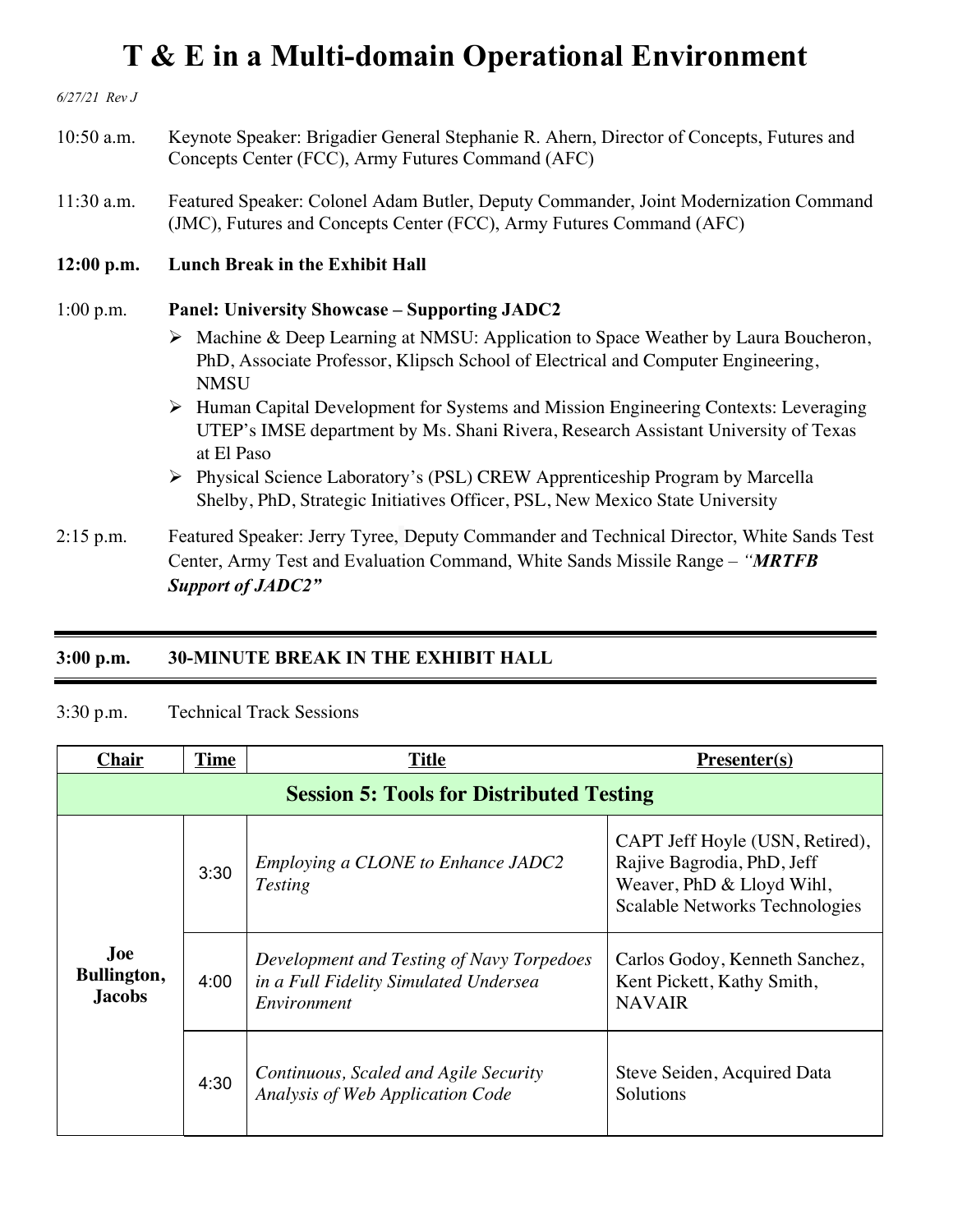# T & E in a Multi-domain Operational Environment

*6/27/21 Rev J*

10:50 a.m. Keynote Speaker: Brigadier General Stephanie R. Ahern, Director of Concepts, Futures and Concepts Center (FCC), Army Futures Command (AFC)

11:30 a.m. Featured Speaker: Colonel Adam Butler, Deputy Commander, Joint Modernization Command (JMC), Futures and Concepts Center (FCC), Army Futures Command (AFC)

**12:00 p.m. Lunch Break in the Exhibit Hall**

1:00 p.m. **Panel: University Showcase – Supporting JADC2**

- Machine & Deep Learning at NMSU: Application to Space Weather by Laura Boucheron, PhD, Associate Professor, Klipsch School of Electrical and Computer Engineering, NMSU
- Human Capital Development for Systems and Mission Engineering Contexts: Leveraging UTEP's IMSE department by Ms. Shani Rivera, Research Assistant University of Texas at El Paso
- Physical Science Laboratory's (PSL) CREW Apprenticeship Program by Marcella Shelby, PhD, Strategic Initiatives Officer, PSL, New Mexico State University

2:15 p.m. Featured Speaker: Jerry Tyree, Deputy Commander and Technical Director, White Sands Test Center, Army Test and Evaluation Command, White Sands Missile Range – ***"MRTFB Support of JADC2"***

---

**3:00 p.m. 30-MINUTE BREAK IN THE EXHIBIT HALL**

---

3:30 p.m. Technical Track Sessions

| Chair | Time | Title | Presenter(s) |
|---|---|---|---|
| **Session 5: Tools for Distributed Testing** | | | |
| **Joe Bullington, Jacobs** | 3:30 | *Employing a CLONE to Enhance JADC2 Testing* | CAPT Jeff Hoyle (USN, Retired), Rajive Bagrodia, PhD, Jeff Weaver, PhD & Lloyd Wihl, Scalable Networks Technologies |
| | 4:00 | *Development and Testing of Navy Torpedoes in a Full Fidelity Simulated Undersea Environment* | Carlos Godoy, Kenneth Sanchez, Kent Pickett, Kathy Smith, NAVAIR |
| | 4:30 | *Continuous, Scaled and Agile Security Analysis of Web Application Code* | Steve Seiden, Acquired Data Solutions |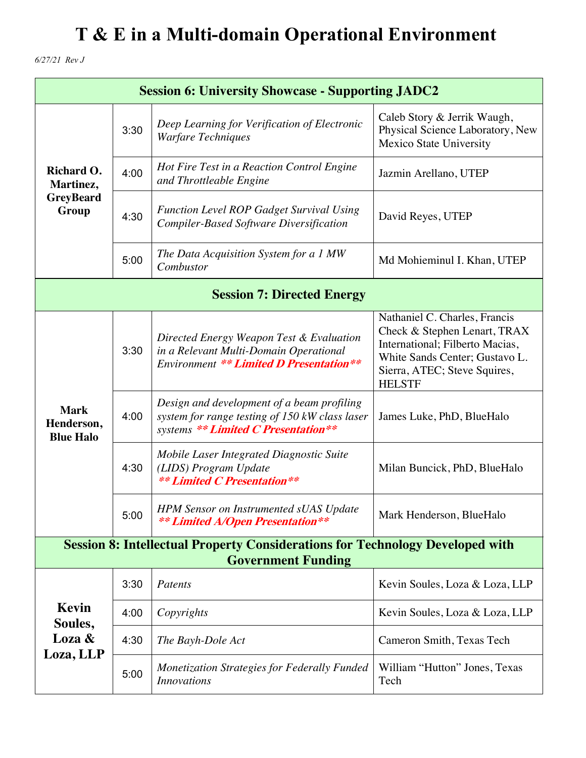# T & E in a Multi-domain Operational Environment

*6/27/21 Rev J*

| Session 6: University Showcase - Supporting JADC2 | | | |
|---|---|---|---|
| **Richard O. Martinez, GreyBeard Group** | 3:30 | *Deep Learning for Verification of Electronic Warfare Techniques* | Caleb Story & Jerrik Waugh, Physical Science Laboratory, New Mexico State University |
| | 4:00 | *Hot Fire Test in a Reaction Control Engine and Throttleable Engine* | Jazmin Arellano, UTEP |
| | 4:30 | *Function Level ROP Gadget Survival Using Compiler-Based Software Diversification* | David Reyes, UTEP |
| | 5:00 | *The Data Acquisition System for a 1 MW Combustor* | Md Mohieminul I. Khan, UTEP |
| **Session 7: Directed Energy** | | | |
| **Mark Henderson, Blue Halo** | 3:30 | *Directed Energy Weapon Test & Evaluation in a Relevant Multi-Domain Operational Environment* ***\*\* Limited D Presentation\*\**** | Nathaniel C. Charles, Francis Check & Stephen Lenart, TRAX International; Filberto Macias, White Sands Center; Gustavo L. Sierra, ATEC; Steve Squires, HELSTF |
| | 4:00 | *Design and development of a beam profiling system for range testing of 150 kW class laser systems* ***\*\* Limited C Presentation\*\**** | James Luke, PhD, BlueHalo |
| | 4:30 | *Mobile Laser Integrated Diagnostic Suite (LIDS) Program Update* ***\*\* Limited C Presentation\*\**** | Milan Buncick, PhD, BlueHalo |
| | 5:00 | *HPM Sensor on Instrumented sUAS Update* ***\*\* Limited A/Open Presentation\*\**** | Mark Henderson, BlueHalo |
| **Session 8: Intellectual Property Considerations for Technology Developed with Government Funding** | | | |
| **Kevin Soules, Loza & Loza, LLP** | 3:30 | *Patents* | Kevin Soules, Loza & Loza, LLP |
| | 4:00 | *Copyrights* | Kevin Soules, Loza & Loza, LLP |
| | 4:30 | *The Bayh-Dole Act* | Cameron Smith, Texas Tech |
| | 5:00 | *Monetization Strategies for Federally Funded Innovations* | William "Hutton" Jones, Texas Tech |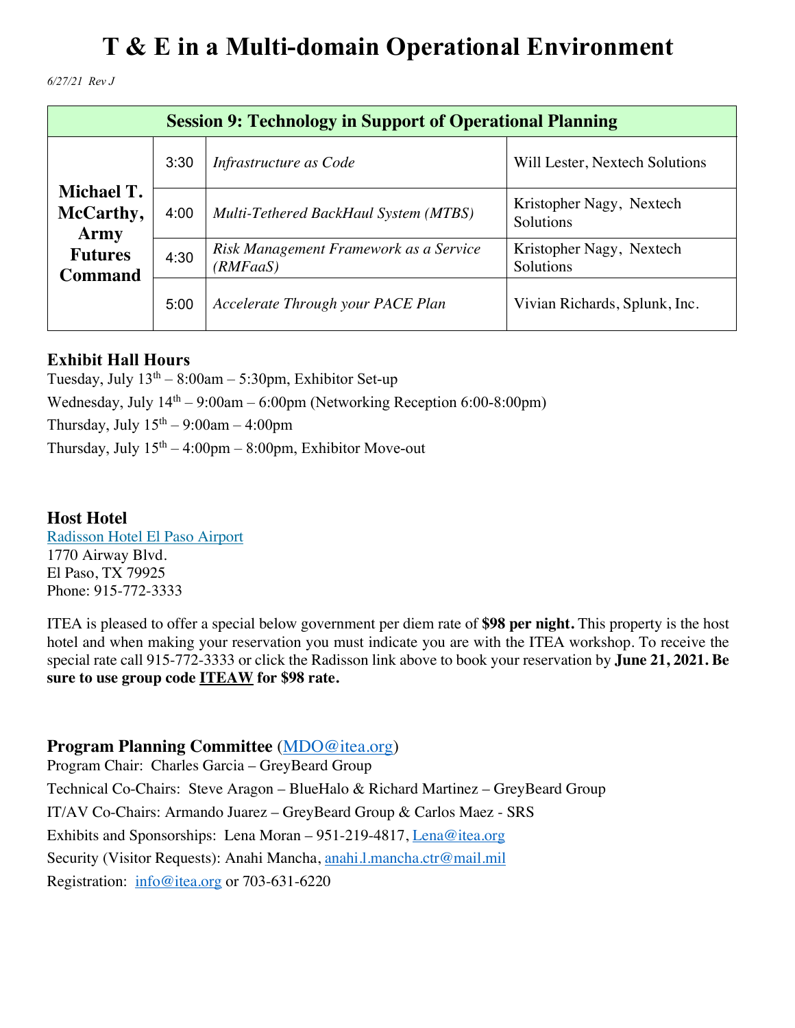# T & E in a Multi-domain Operational Environment

*6/27/21 Rev J*

| Session 9: Technology in Support of Operational Planning | | | |
|---|---|---|---|
| **Michael T. McCarthy, Army Futures Command** | 3:30 | *Infrastructure as Code* | Will Lester, Nextech Solutions |
| | 4:00 | *Multi-Tethered BackHaul System (MTBS)* | Kristopher Nagy, Nextech Solutions |
| | 4:30 | *Risk Management Framework as a Service (RMFaaS)* | Kristopher Nagy, Nextech Solutions |
| | 5:00 | *Accelerate Through your PACE Plan* | Vivian Richards, Splunk, Inc. |

### Exhibit Hall Hours

Tuesday, July 13th – 8:00am – 5:30pm, Exhibitor Set-up

Wednesday, July 14th – 9:00am – 6:00pm (Networking Reception 6:00-8:00pm)

Thursday, July 15th – 9:00am – 4:00pm

Thursday, July 15th – 4:00pm – 8:00pm, Exhibitor Move-out

### Host Hotel

Radisson Hotel El Paso Airport
1770 Airway Blvd.
El Paso, TX 79925
Phone: 915-772-3333

ITEA is pleased to offer a special below government per diem rate of **$98 per night.** This property is the host hotel and when making your reservation you must indicate you are with the ITEA workshop. To receive the special rate call 915-772-3333 or click the Radisson link above to book your reservation by **June 21, 2021. Be sure to use group code ITEAW for $98 rate.**

### Program Planning Committee (MDO@itea.org)

Program Chair: Charles Garcia – GreyBeard Group

Technical Co-Chairs: Steve Aragon – BlueHalo & Richard Martinez – GreyBeard Group

IT/AV Co-Chairs: Armando Juarez – GreyBeard Group & Carlos Maez - SRS

Exhibits and Sponsorships: Lena Moran – 951-219-4817, Lena@itea.org

Security (Visitor Requests): Anahi Mancha, anahi.l.mancha.ctr@mail.mil

Registration: info@itea.org or 703-631-6220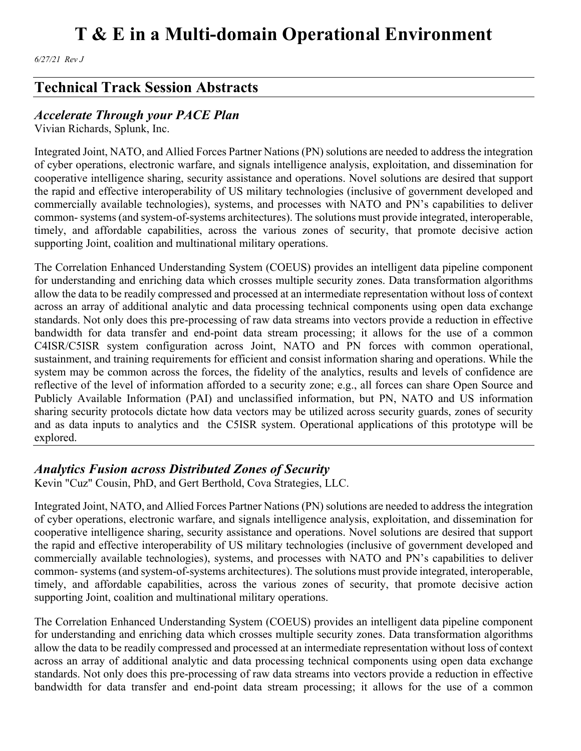# T & E in a Multi-domain Operational Environment

*6/27/21 Rev J*

## Technical Track Session Abstracts

### *Accelerate Through your PACE Plan*

Vivian Richards, Splunk, Inc.

Integrated Joint, NATO, and Allied Forces Partner Nations (PN) solutions are needed to address the integration of cyber operations, electronic warfare, and signals intelligence analysis, exploitation, and dissemination for cooperative intelligence sharing, security assistance and operations. Novel solutions are desired that support the rapid and effective interoperability of US military technologies (inclusive of government developed and commercially available technologies), systems, and processes with NATO and PN's capabilities to deliver common- systems (and system-of-systems architectures). The solutions must provide integrated, interoperable, timely, and affordable capabilities, across the various zones of security, that promote decisive action supporting Joint, coalition and multinational military operations.

The Correlation Enhanced Understanding System (COEUS) provides an intelligent data pipeline component for understanding and enriching data which crosses multiple security zones. Data transformation algorithms allow the data to be readily compressed and processed at an intermediate representation without loss of context across an array of additional analytic and data processing technical components using open data exchange standards. Not only does this pre-processing of raw data streams into vectors provide a reduction in effective bandwidth for data transfer and end-point data stream processing; it allows for the use of a common C4ISR/C5ISR system configuration across Joint, NATO and PN forces with common operational, sustainment, and training requirements for efficient and consist information sharing and operations. While the system may be common across the forces, the fidelity of the analytics, results and levels of confidence are reflective of the level of information afforded to a security zone; e.g., all forces can share Open Source and Publicly Available Information (PAI) and unclassified information, but PN, NATO and US information sharing security protocols dictate how data vectors may be utilized across security guards, zones of security and as data inputs to analytics and the C5ISR system. Operational applications of this prototype will be explored.

### *Analytics Fusion across Distributed Zones of Security*

Kevin "Cuz" Cousin, PhD, and Gert Berthold, Cova Strategies, LLC.

Integrated Joint, NATO, and Allied Forces Partner Nations (PN) solutions are needed to address the integration of cyber operations, electronic warfare, and signals intelligence analysis, exploitation, and dissemination for cooperative intelligence sharing, security assistance and operations. Novel solutions are desired that support the rapid and effective interoperability of US military technologies (inclusive of government developed and commercially available technologies), systems, and processes with NATO and PN's capabilities to deliver common- systems (and system-of-systems architectures). The solutions must provide integrated, interoperable, timely, and affordable capabilities, across the various zones of security, that promote decisive action supporting Joint, coalition and multinational military operations.

The Correlation Enhanced Understanding System (COEUS) provides an intelligent data pipeline component for understanding and enriching data which crosses multiple security zones. Data transformation algorithms allow the data to be readily compressed and processed at an intermediate representation without loss of context across an array of additional analytic and data processing technical components using open data exchange standards. Not only does this pre-processing of raw data streams into vectors provide a reduction in effective bandwidth for data transfer and end-point data stream processing; it allows for the use of a common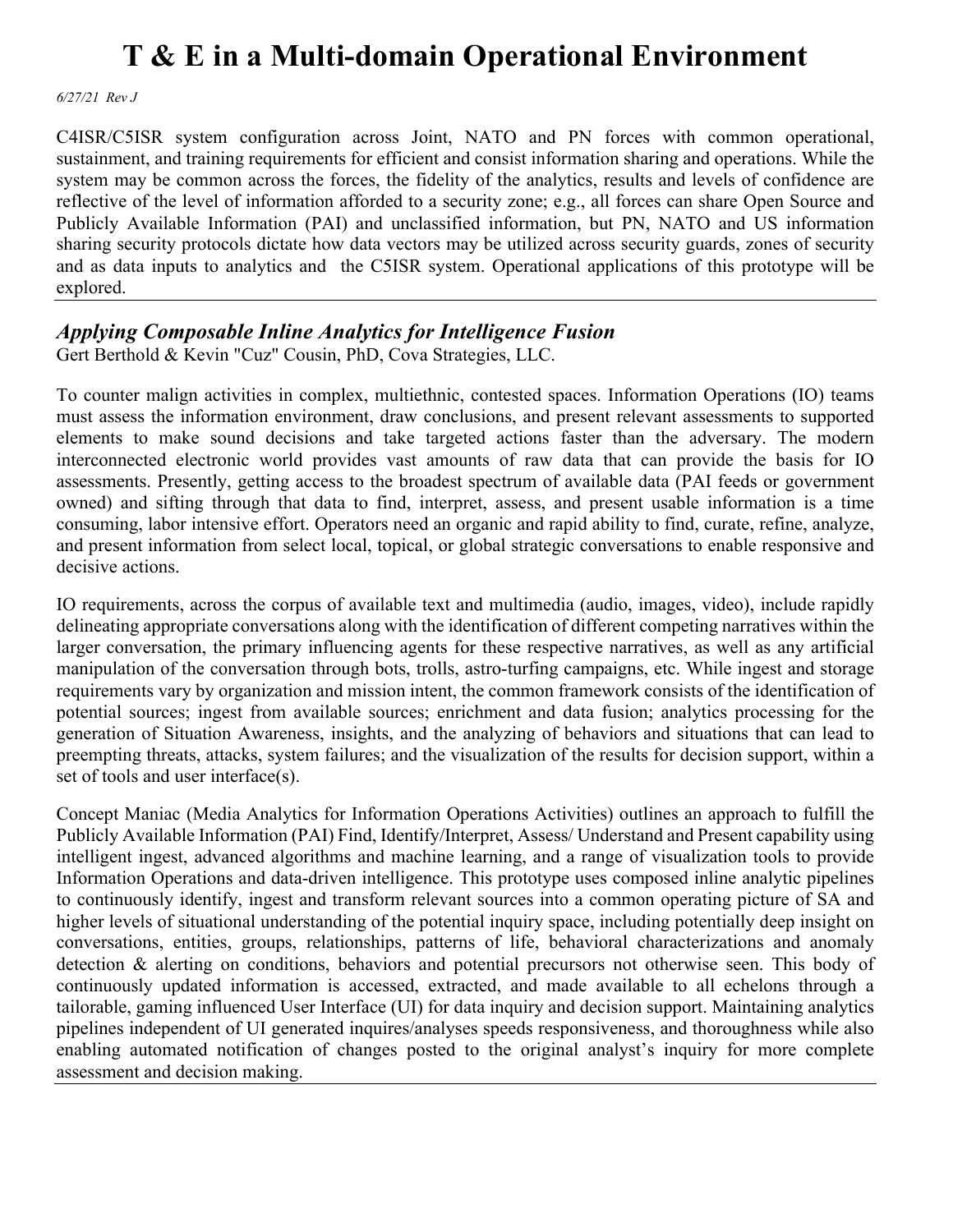# T & E in a Multi-domain Operational Environment

*6/27/21 Rev J*

C4ISR/C5ISR system configuration across Joint, NATO and PN forces with common operational, sustainment, and training requirements for efficient and consist information sharing and operations. While the system may be common across the forces, the fidelity of the analytics, results and levels of confidence are reflective of the level of information afforded to a security zone; e.g., all forces can share Open Source and Publicly Available Information (PAI) and unclassified information, but PN, NATO and US information sharing security protocols dictate how data vectors may be utilized across security guards, zones of security and as data inputs to analytics and the C5ISR system. Operational applications of this prototype will be explored.

---

## *Applying Composable Inline Analytics for Intelligence Fusion*

Gert Berthold & Kevin "Cuz" Cousin, PhD, Cova Strategies, LLC.

To counter malign activities in complex, multiethnic, contested spaces. Information Operations (IO) teams must assess the information environment, draw conclusions, and present relevant assessments to supported elements to make sound decisions and take targeted actions faster than the adversary. The modern interconnected electronic world provides vast amounts of raw data that can provide the basis for IO assessments. Presently, getting access to the broadest spectrum of available data (PAI feeds or government owned) and sifting through that data to find, interpret, assess, and present usable information is a time consuming, labor intensive effort. Operators need an organic and rapid ability to find, curate, refine, analyze, and present information from select local, topical, or global strategic conversations to enable responsive and decisive actions.

IO requirements, across the corpus of available text and multimedia (audio, images, video), include rapidly delineating appropriate conversations along with the identification of different competing narratives within the larger conversation, the primary influencing agents for these respective narratives, as well as any artificial manipulation of the conversation through bots, trolls, astro-turfing campaigns, etc. While ingest and storage requirements vary by organization and mission intent, the common framework consists of the identification of potential sources; ingest from available sources; enrichment and data fusion; analytics processing for the generation of Situation Awareness, insights, and the analyzing of behaviors and situations that can lead to preempting threats, attacks, system failures; and the visualization of the results for decision support, within a set of tools and user interface(s).

Concept Maniac (Media Analytics for Information Operations Activities) outlines an approach to fulfill the Publicly Available Information (PAI) Find, Identify/Interpret, Assess/ Understand and Present capability using intelligent ingest, advanced algorithms and machine learning, and a range of visualization tools to provide Information Operations and data-driven intelligence. This prototype uses composed inline analytic pipelines to continuously identify, ingest and transform relevant sources into a common operating picture of SA and higher levels of situational understanding of the potential inquiry space, including potentially deep insight on conversations, entities, groups, relationships, patterns of life, behavioral characterizations and anomaly detection & alerting on conditions, behaviors and potential precursors not otherwise seen. This body of continuously updated information is accessed, extracted, and made available to all echelons through a tailorable, gaming influenced User Interface (UI) for data inquiry and decision support. Maintaining analytics pipelines independent of UI generated inquires/analyses speeds responsiveness, and thoroughness while also enabling automated notification of changes posted to the original analyst's inquiry for more complete assessment and decision making.

---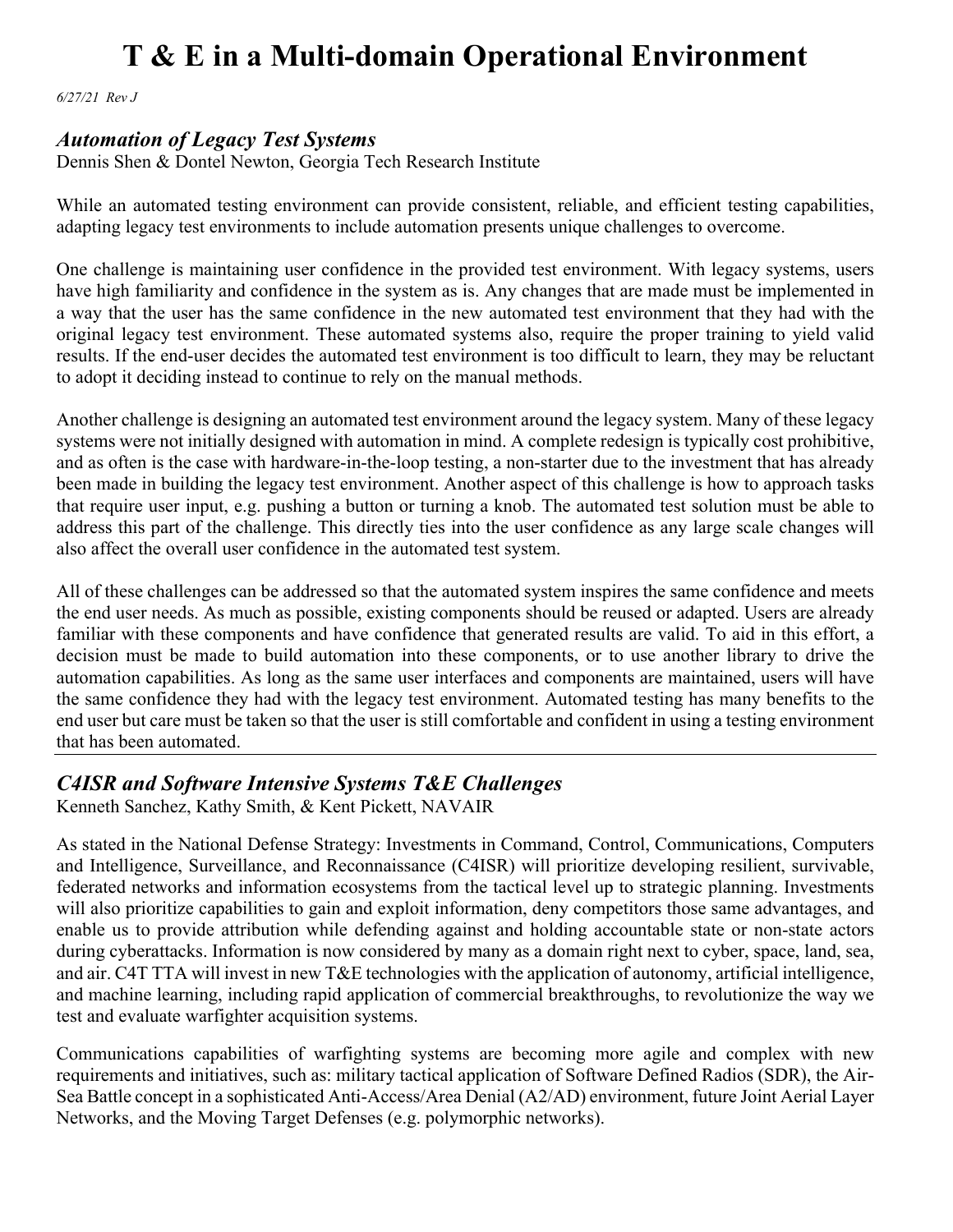# T & E in a Multi-domain Operational Environment

*6/27/21 Rev J*

## *Automation of Legacy Test Systems*

Dennis Shen & Dontel Newton, Georgia Tech Research Institute

While an automated testing environment can provide consistent, reliable, and efficient testing capabilities, adapting legacy test environments to include automation presents unique challenges to overcome.

One challenge is maintaining user confidence in the provided test environment. With legacy systems, users have high familiarity and confidence in the system as is. Any changes that are made must be implemented in a way that the user has the same confidence in the new automated test environment that they had with the original legacy test environment. These automated systems also, require the proper training to yield valid results. If the end-user decides the automated test environment is too difficult to learn, they may be reluctant to adopt it deciding instead to continue to rely on the manual methods.

Another challenge is designing an automated test environment around the legacy system. Many of these legacy systems were not initially designed with automation in mind. A complete redesign is typically cost prohibitive, and as often is the case with hardware-in-the-loop testing, a non-starter due to the investment that has already been made in building the legacy test environment. Another aspect of this challenge is how to approach tasks that require user input, e.g. pushing a button or turning a knob. The automated test solution must be able to address this part of the challenge. This directly ties into the user confidence as any large scale changes will also affect the overall user confidence in the automated test system.

All of these challenges can be addressed so that the automated system inspires the same confidence and meets the end user needs. As much as possible, existing components should be reused or adapted. Users are already familiar with these components and have confidence that generated results are valid. To aid in this effort, a decision must be made to build automation into these components, or to use another library to drive the automation capabilities. As long as the same user interfaces and components are maintained, users will have the same confidence they had with the legacy test environment. Automated testing has many benefits to the end user but care must be taken so that the user is still comfortable and confident in using a testing environment that has been automated.

---

## *C4ISR and Software Intensive Systems T&E Challenges*

Kenneth Sanchez, Kathy Smith, & Kent Pickett, NAVAIR

As stated in the National Defense Strategy: Investments in Command, Control, Communications, Computers and Intelligence, Surveillance, and Reconnaissance (C4ISR) will prioritize developing resilient, survivable, federated networks and information ecosystems from the tactical level up to strategic planning. Investments will also prioritize capabilities to gain and exploit information, deny competitors those same advantages, and enable us to provide attribution while defending against and holding accountable state or non-state actors during cyberattacks. Information is now considered by many as a domain right next to cyber, space, land, sea, and air. C4T TTA will invest in new T&E technologies with the application of autonomy, artificial intelligence, and machine learning, including rapid application of commercial breakthroughs, to revolutionize the way we test and evaluate warfighter acquisition systems.

Communications capabilities of warfighting systems are becoming more agile and complex with new requirements and initiatives, such as: military tactical application of Software Defined Radios (SDR), the Air-Sea Battle concept in a sophisticated Anti-Access/Area Denial (A2/AD) environment, future Joint Aerial Layer Networks, and the Moving Target Defenses (e.g. polymorphic networks).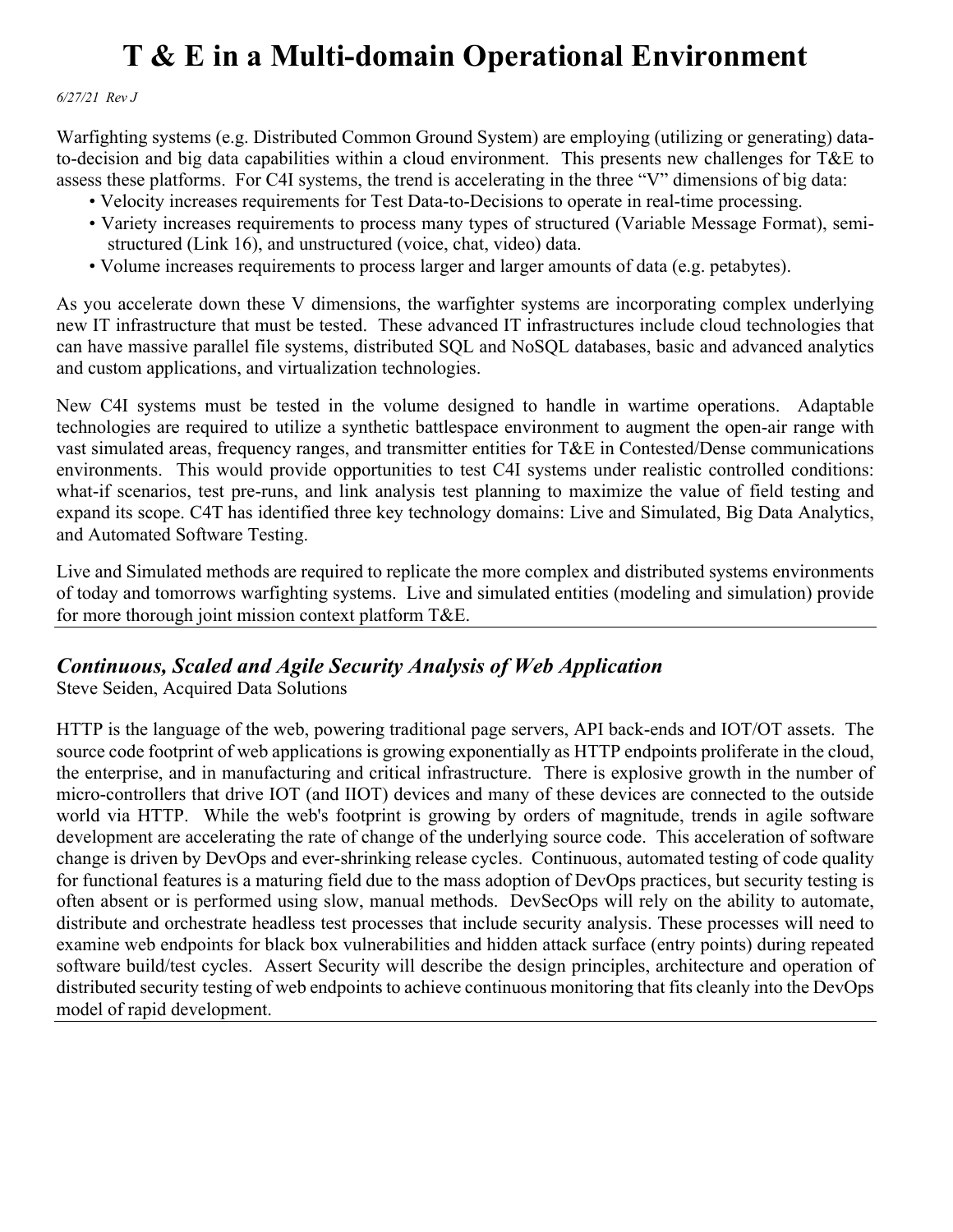# T & E in a Multi-domain Operational Environment

*6/27/21 Rev J*

Warfighting systems (e.g. Distributed Common Ground System) are employing (utilizing or generating) data-to-decision and big data capabilities within a cloud environment. This presents new challenges for T&E to assess these platforms. For C4I systems, the trend is accelerating in the three "V" dimensions of big data:

- Velocity increases requirements for Test Data-to-Decisions to operate in real-time processing.
- Variety increases requirements to process many types of structured (Variable Message Format), semi-structured (Link 16), and unstructured (voice, chat, video) data.
- Volume increases requirements to process larger and larger amounts of data (e.g. petabytes).

As you accelerate down these V dimensions, the warfighter systems are incorporating complex underlying new IT infrastructure that must be tested. These advanced IT infrastructures include cloud technologies that can have massive parallel file systems, distributed SQL and NoSQL databases, basic and advanced analytics and custom applications, and virtualization technologies.

New C4I systems must be tested in the volume designed to handle in wartime operations. Adaptable technologies are required to utilize a synthetic battlespace environment to augment the open-air range with vast simulated areas, frequency ranges, and transmitter entities for T&E in Contested/Dense communications environments. This would provide opportunities to test C4I systems under realistic controlled conditions: what-if scenarios, test pre-runs, and link analysis test planning to maximize the value of field testing and expand its scope. C4T has identified three key technology domains: Live and Simulated, Big Data Analytics, and Automated Software Testing.

Live and Simulated methods are required to replicate the more complex and distributed systems environments of today and tomorrows warfighting systems. Live and simulated entities (modeling and simulation) provide for more thorough joint mission context platform T&E.

---

## *Continuous, Scaled and Agile Security Analysis of Web Application*

Steve Seiden, Acquired Data Solutions

HTTP is the language of the web, powering traditional page servers, API back-ends and IOT/OT assets. The source code footprint of web applications is growing exponentially as HTTP endpoints proliferate in the cloud, the enterprise, and in manufacturing and critical infrastructure. There is explosive growth in the number of micro-controllers that drive IOT (and IIOT) devices and many of these devices are connected to the outside world via HTTP. While the web's footprint is growing by orders of magnitude, trends in agile software development are accelerating the rate of change of the underlying source code. This acceleration of software change is driven by DevOps and ever-shrinking release cycles. Continuous, automated testing of code quality for functional features is a maturing field due to the mass adoption of DevOps practices, but security testing is often absent or is performed using slow, manual methods. DevSecOps will rely on the ability to automate, distribute and orchestrate headless test processes that include security analysis. These processes will need to examine web endpoints for black box vulnerabilities and hidden attack surface (entry points) during repeated software build/test cycles. Assert Security will describe the design principles, architecture and operation of distributed security testing of web endpoints to achieve continuous monitoring that fits cleanly into the DevOps model of rapid development.

---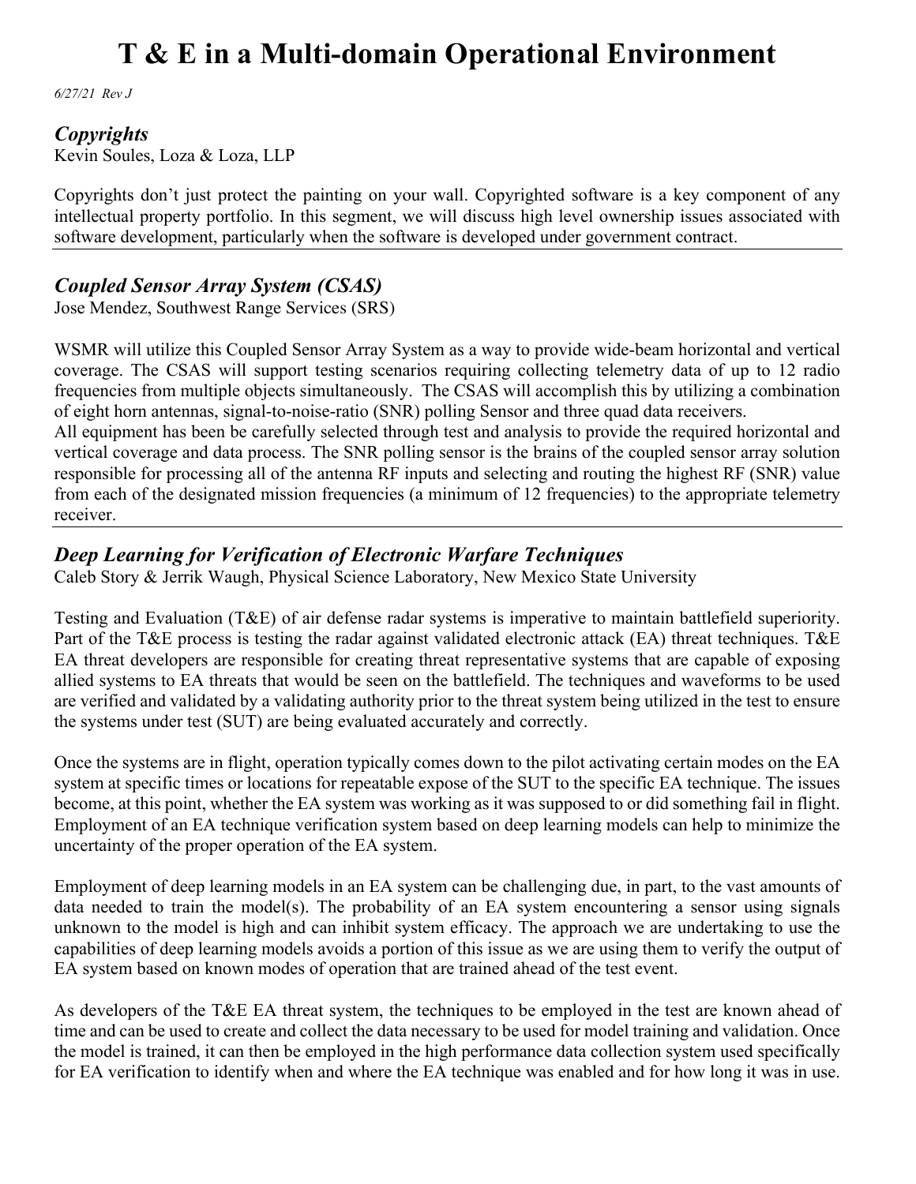# T & E in a Multi-domain Operational Environment

*6/27/21 Rev J*

## *Copyrights*

Kevin Soules, Loza & Loza, LLP

Copyrights don't just protect the painting on your wall. Copyrighted software is a key component of any intellectual property portfolio. In this segment, we will discuss high level ownership issues associated with software development, particularly when the software is developed under government contract.

---

## *Coupled Sensor Array System (CSAS)*

Jose Mendez, Southwest Range Services (SRS)

WSMR will utilize this Coupled Sensor Array System as a way to provide wide-beam horizontal and vertical coverage. The CSAS will support testing scenarios requiring collecting telemetry data of up to 12 radio frequencies from multiple objects simultaneously. The CSAS will accomplish this by utilizing a combination of eight horn antennas, signal-to-noise-ratio (SNR) polling Sensor and three quad data receivers.
All equipment has been be carefully selected through test and analysis to provide the required horizontal and vertical coverage and data process. The SNR polling sensor is the brains of the coupled sensor array solution responsible for processing all of the antenna RF inputs and selecting and routing the highest RF (SNR) value from each of the designated mission frequencies (a minimum of 12 frequencies) to the appropriate telemetry receiver.

---

## *Deep Learning for Verification of Electronic Warfare Techniques*

Caleb Story & Jerrik Waugh, Physical Science Laboratory, New Mexico State University

Testing and Evaluation (T&E) of air defense radar systems is imperative to maintain battlefield superiority. Part of the T&E process is testing the radar against validated electronic attack (EA) threat techniques. T&E EA threat developers are responsible for creating threat representative systems that are capable of exposing allied systems to EA threats that would be seen on the battlefield. The techniques and waveforms to be used are verified and validated by a validating authority prior to the threat system being utilized in the test to ensure the systems under test (SUT) are being evaluated accurately and correctly.

Once the systems are in flight, operation typically comes down to the pilot activating certain modes on the EA system at specific times or locations for repeatable expose of the SUT to the specific EA technique. The issues become, at this point, whether the EA system was working as it was supposed to or did something fail in flight. Employment of an EA technique verification system based on deep learning models can help to minimize the uncertainty of the proper operation of the EA system.

Employment of deep learning models in an EA system can be challenging due, in part, to the vast amounts of data needed to train the model(s). The probability of an EA system encountering a sensor using signals unknown to the model is high and can inhibit system efficacy. The approach we are undertaking to use the capabilities of deep learning models avoids a portion of this issue as we are using them to verify the output of EA system based on known modes of operation that are trained ahead of the test event.

As developers of the T&E EA threat system, the techniques to be employed in the test are known ahead of time and can be used to create and collect the data necessary to be used for model training and validation. Once the model is trained, it can then be employed in the high performance data collection system used specifically for EA verification to identify when and where the EA technique was enabled and for how long it was in use.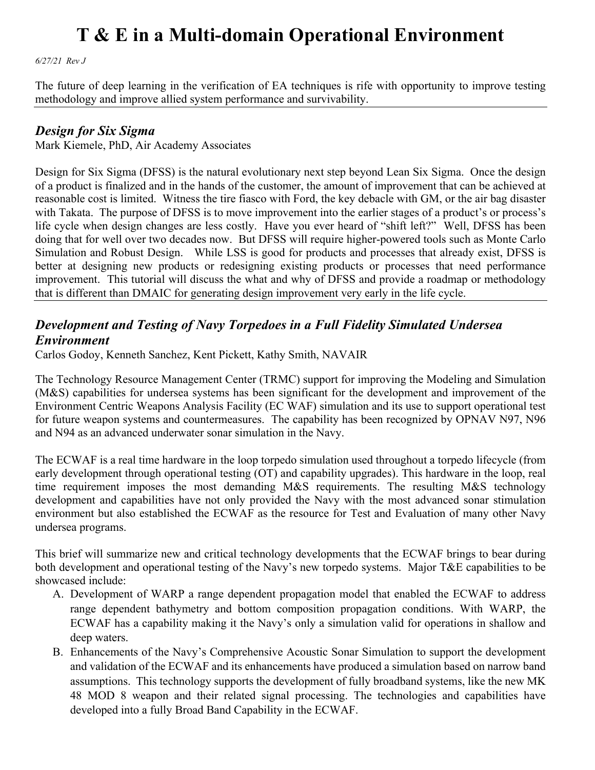The future of deep learning in the verification of EA techniques is rife with opportunity to improve testing methodology and improve allied system performance and survivability.

---

## *Design for Six Sigma*

Mark Kiemele, PhD, Air Academy Associates

Design for Six Sigma (DFSS) is the natural evolutionary next step beyond Lean Six Sigma. Once the design of a product is finalized and in the hands of the customer, the amount of improvement that can be achieved at reasonable cost is limited. Witness the tire fiasco with Ford, the key debacle with GM, or the air bag disaster with Takata. The purpose of DFSS is to move improvement into the earlier stages of a product's or process's life cycle when design changes are less costly. Have you ever heard of "shift left?" Well, DFSS has been doing that for well over two decades now. But DFSS will require higher-powered tools such as Monte Carlo Simulation and Robust Design. While LSS is good for products and processes that already exist, DFSS is better at designing new products or redesigning existing products or processes that need performance improvement. This tutorial will discuss the what and why of DFSS and provide a roadmap or methodology that is different than DMAIC for generating design improvement very early in the life cycle.

---

## *Development and Testing of Navy Torpedoes in a Full Fidelity Simulated Undersea Environment*

Carlos Godoy, Kenneth Sanchez, Kent Pickett, Kathy Smith, NAVAIR

The Technology Resource Management Center (TRMC) support for improving the Modeling and Simulation (M&S) capabilities for undersea systems has been significant for the development and improvement of the Environment Centric Weapons Analysis Facility (EC WAF) simulation and its use to support operational test for future weapon systems and countermeasures. The capability has been recognized by OPNAV N97, N96 and N94 as an advanced underwater sonar simulation in the Navy.

The ECWAF is a real time hardware in the loop torpedo simulation used throughout a torpedo lifecycle (from early development through operational testing (OT) and capability upgrades). This hardware in the loop, real time requirement imposes the most demanding M&S requirements. The resulting M&S technology development and capabilities have not only provided the Navy with the most advanced sonar stimulation environment but also established the ECWAF as the resource for Test and Evaluation of many other Navy undersea programs.

This brief will summarize new and critical technology developments that the ECWAF brings to bear during both development and operational testing of the Navy's new torpedo systems. Major T&E capabilities to be showcased include:

A. Development of WARP a range dependent propagation model that enabled the ECWAF to address range dependent bathymetry and bottom composition propagation conditions. With WARP, the ECWAF has a capability making it the Navy's only a simulation valid for operations in shallow and deep waters.
B. Enhancements of the Navy's Comprehensive Acoustic Sonar Simulation to support the development and validation of the ECWAF and its enhancements have produced a simulation based on narrow band assumptions. This technology supports the development of fully broadband systems, like the new MK 48 MOD 8 weapon and their related signal processing. The technologies and capabilities have developed into a fully Broad Band Capability in the ECWAF.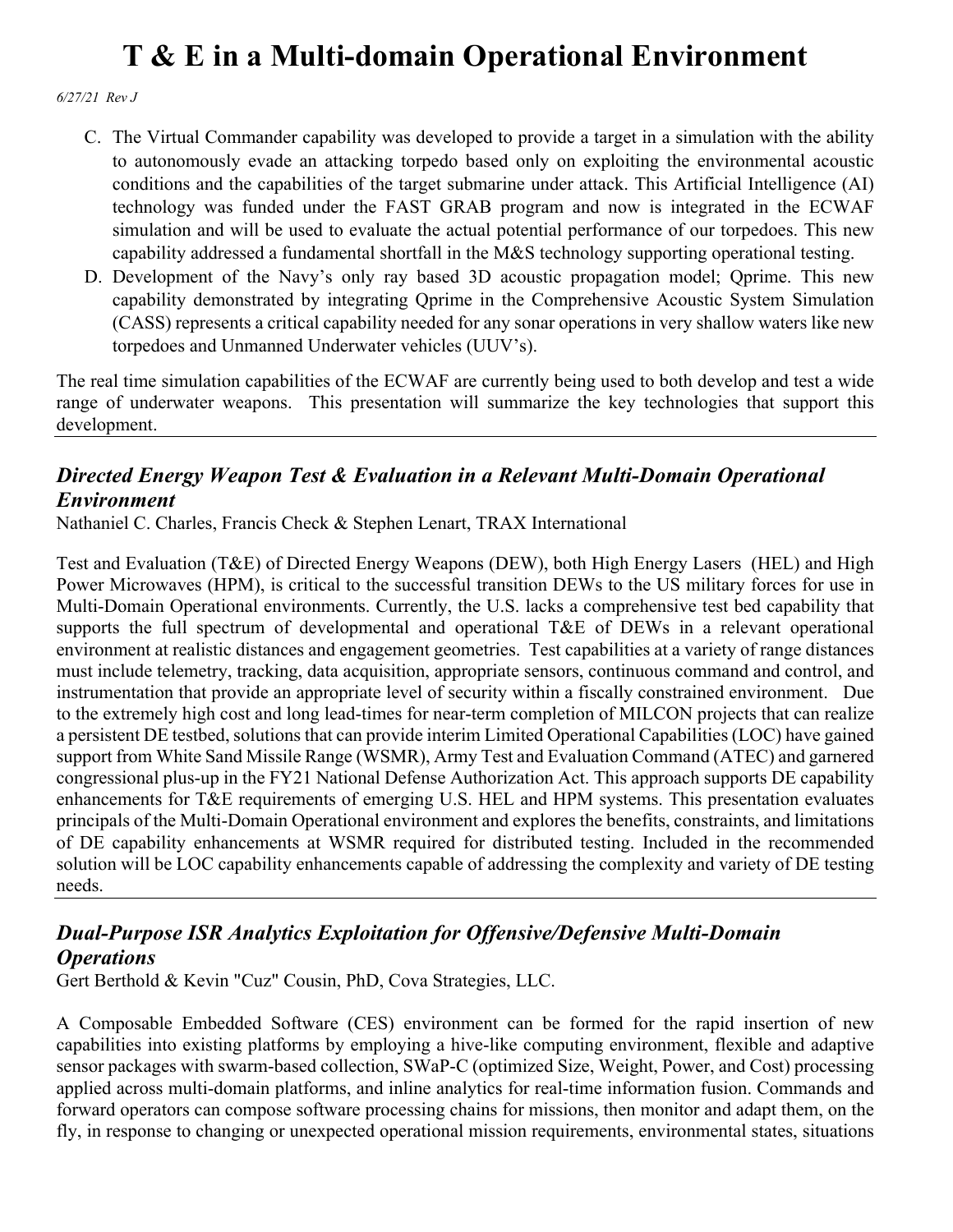C. The Virtual Commander capability was developed to provide a target in a simulation with the ability to autonomously evade an attacking torpedo based only on exploiting the environmental acoustic conditions and the capabilities of the target submarine under attack. This Artificial Intelligence (AI) technology was funded under the FAST GRAB program and now is integrated in the ECWAF simulation and will be used to evaluate the actual potential performance of our torpedoes. This new capability addressed a fundamental shortfall in the M&S technology supporting operational testing.
D. Development of the Navy's only ray based 3D acoustic propagation model; Qprime. This new capability demonstrated by integrating Qprime in the Comprehensive Acoustic System Simulation (CASS) represents a critical capability needed for any sonar operations in very shallow waters like new torpedoes and Unmanned Underwater vehicles (UUV's).

The real time simulation capabilities of the ECWAF are currently being used to both develop and test a wide range of underwater weapons. This presentation will summarize the key technologies that support this development.

---

### *Directed Energy Weapon Test & Evaluation in a Relevant Multi-Domain Operational Environment*

Nathaniel C. Charles, Francis Check & Stephen Lenart, TRAX International

Test and Evaluation (T&E) of Directed Energy Weapons (DEW), both High Energy Lasers (HEL) and High Power Microwaves (HPM), is critical to the successful transition DEWs to the US military forces for use in Multi-Domain Operational environments. Currently, the U.S. lacks a comprehensive test bed capability that supports the full spectrum of developmental and operational T&E of DEWs in a relevant operational environment at realistic distances and engagement geometries. Test capabilities at a variety of range distances must include telemetry, tracking, data acquisition, appropriate sensors, continuous command and control, and instrumentation that provide an appropriate level of security within a fiscally constrained environment. Due to the extremely high cost and long lead-times for near-term completion of MILCON projects that can realize a persistent DE testbed, solutions that can provide interim Limited Operational Capabilities (LOC) have gained support from White Sand Missile Range (WSMR), Army Test and Evaluation Command (ATEC) and garnered congressional plus-up in the FY21 National Defense Authorization Act. This approach supports DE capability enhancements for T&E requirements of emerging U.S. HEL and HPM systems. This presentation evaluates principals of the Multi-Domain Operational environment and explores the benefits, constraints, and limitations of DE capability enhancements at WSMR required for distributed testing. Included in the recommended solution will be LOC capability enhancements capable of addressing the complexity and variety of DE testing needs.

---

### *Dual-Purpose ISR Analytics Exploitation for Offensive/Defensive Multi-Domain Operations*

Gert Berthold & Kevin "Cuz" Cousin, PhD, Cova Strategies, LLC.

A Composable Embedded Software (CES) environment can be formed for the rapid insertion of new capabilities into existing platforms by employing a hive-like computing environment, flexible and adaptive sensor packages with swarm-based collection, SWaP-C (optimized Size, Weight, Power, and Cost) processing applied across multi-domain platforms, and inline analytics for real-time information fusion. Commands and forward operators can compose software processing chains for missions, then monitor and adapt them, on the fly, in response to changing or unexpected operational mission requirements, environmental states, situations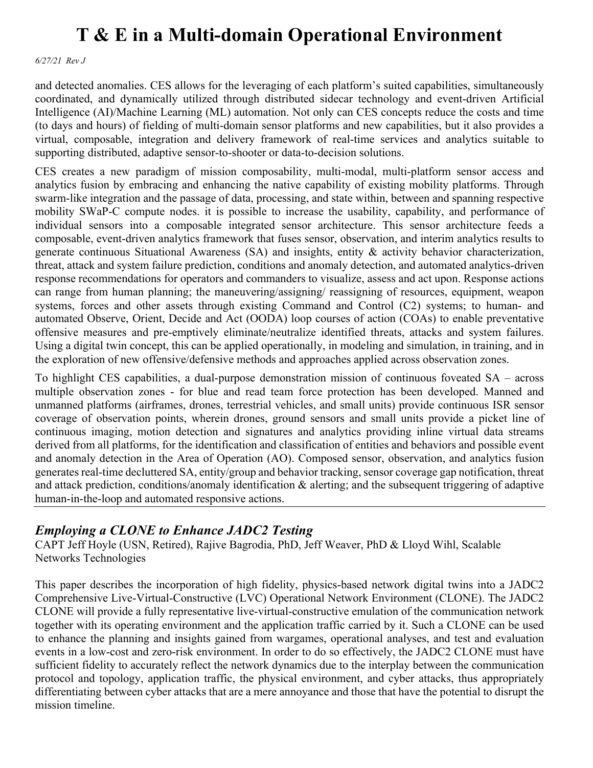and detected anomalies. CES allows for the leveraging of each platform's suited capabilities, simultaneously coordinated, and dynamically utilized through distributed sidecar technology and event-driven Artificial Intelligence (AI)/Machine Learning (ML) automation. Not only can CES concepts reduce the costs and time (to days and hours) of fielding of multi-domain sensor platforms and new capabilities, but it also provides a virtual, composable, integration and delivery framework of real-time services and analytics suitable to supporting distributed, adaptive sensor-to-shooter or data-to-decision solutions.

CES creates a new paradigm of mission composability, multi-modal, multi-platform sensor access and analytics fusion by embracing and enhancing the native capability of existing mobility platforms. Through swarm-like integration and the passage of data, processing, and state within, between and spanning respective mobility SWaP-C compute nodes. it is possible to increase the usability, capability, and performance of individual sensors into a composable integrated sensor architecture. This sensor architecture feeds a composable, event-driven analytics framework that fuses sensor, observation, and interim analytics results to generate continuous Situational Awareness (SA) and insights, entity & activity behavior characterization, threat, attack and system failure prediction, conditions and anomaly detection, and automated analytics-driven response recommendations for operators and commanders to visualize, assess and act upon. Response actions can range from human planning; the maneuvering/assigning/ reassigning of resources, equipment, weapon systems, forces and other assets through existing Command and Control (C2) systems; to human- and automated Observe, Orient, Decide and Act (OODA) loop courses of action (COAs) to enable preventative offensive measures and pre-emptively eliminate/neutralize identified threats, attacks and system failures. Using a digital twin concept, this can be applied operationally, in modeling and simulation, in training, and in the exploration of new offensive/defensive methods and approaches applied across observation zones.

To highlight CES capabilities, a dual-purpose demonstration mission of continuous foveated SA – across multiple observation zones - for blue and read team force protection has been developed. Manned and unmanned platforms (airframes, drones, terrestrial vehicles, and small units) provide continuous ISR sensor coverage of observation points, wherein drones, ground sensors and small units provide a picket line of continuous imaging, motion detection and signatures and analytics providing inline virtual data streams derived from all platforms, for the identification and classification of entities and behaviors and possible event and anomaly detection in the Area of Operation (AO). Composed sensor, observation, and analytics fusion generates real-time decluttered SA, entity/group and behavior tracking, sensor coverage gap notification, threat and attack prediction, conditions/anomaly identification & alerting; and the subsequent triggering of adaptive human-in-the-loop and automated responsive actions.

---

## *Employing a CLONE to Enhance JADC2 Testing*

CAPT Jeff Hoyle (USN, Retired), Rajive Bagrodia, PhD, Jeff Weaver, PhD & Lloyd Wihl, Scalable Networks Technologies

This paper describes the incorporation of high fidelity, physics-based network digital twins into a JADC2 Comprehensive Live-Virtual-Constructive (LVC) Operational Network Environment (CLONE). The JADC2 CLONE will provide a fully representative live-virtual-constructive emulation of the communication network together with its operating environment and the application traffic carried by it. Such a CLONE can be used to enhance the planning and insights gained from wargames, operational analyses, and test and evaluation events in a low-cost and zero-risk environment. In order to do so effectively, the JADC2 CLONE must have sufficient fidelity to accurately reflect the network dynamics due to the interplay between the communication protocol and topology, application traffic, the physical environment, and cyber attacks, thus appropriately differentiating between cyber attacks that are a mere annoyance and those that have the potential to disrupt the mission timeline.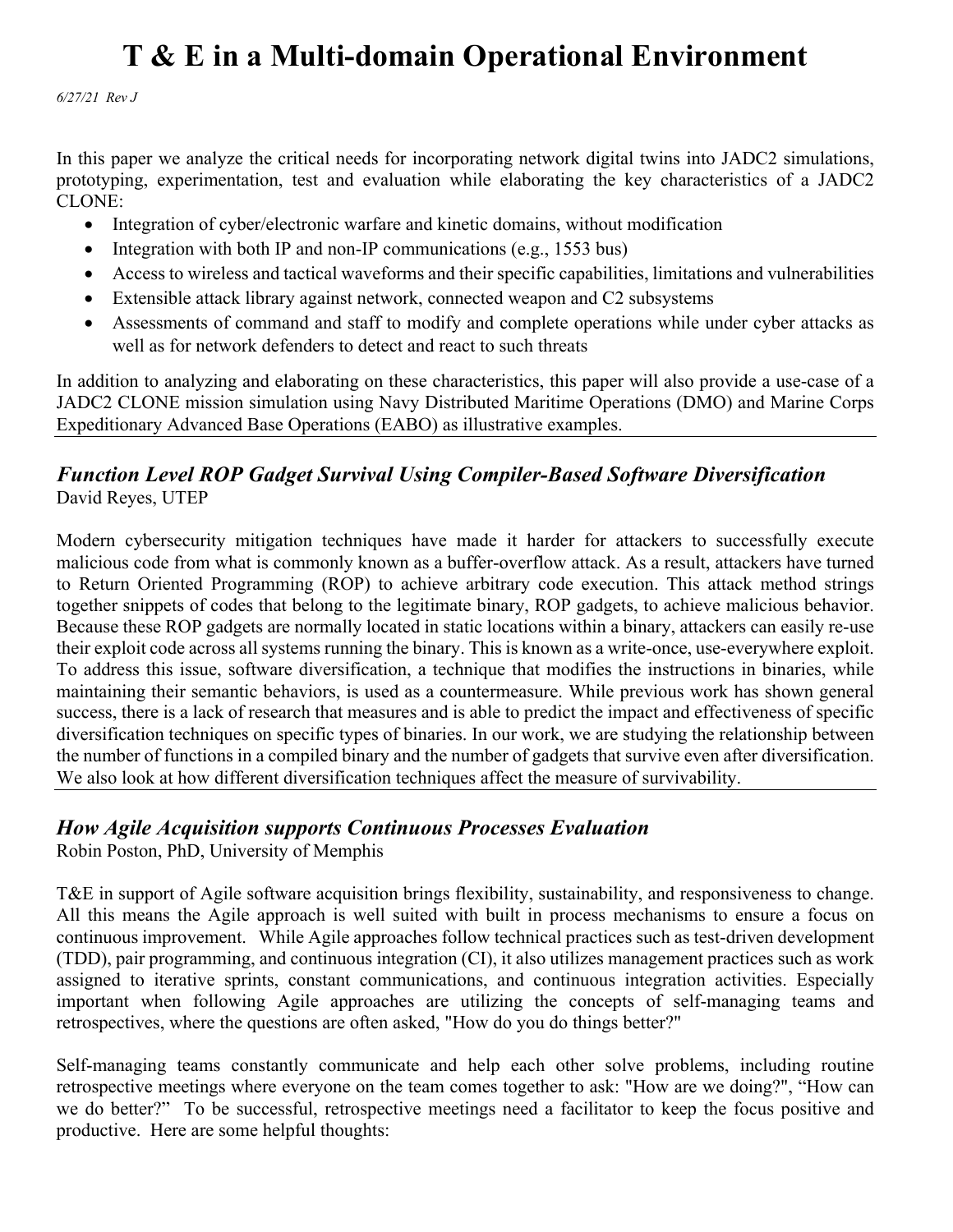# T & E in a Multi-domain Operational Environment

*6/27/21 Rev J*

In this paper we analyze the critical needs for incorporating network digital twins into JADC2 simulations, prototyping, experimentation, test and evaluation while elaborating the key characteristics of a JADC2 CLONE:

- Integration of cyber/electronic warfare and kinetic domains, without modification
- Integration with both IP and non-IP communications (e.g., 1553 bus)
- Access to wireless and tactical waveforms and their specific capabilities, limitations and vulnerabilities
- Extensible attack library against network, connected weapon and C2 subsystems
- Assessments of command and staff to modify and complete operations while under cyber attacks as well as for network defenders to detect and react to such threats

In addition to analyzing and elaborating on these characteristics, this paper will also provide a use-case of a JADC2 CLONE mission simulation using Navy Distributed Maritime Operations (DMO) and Marine Corps Expeditionary Advanced Base Operations (EABO) as illustrative examples.

---

## *Function Level ROP Gadget Survival Using Compiler-Based Software Diversification*

David Reyes, UTEP

Modern cybersecurity mitigation techniques have made it harder for attackers to successfully execute malicious code from what is commonly known as a buffer-overflow attack. As a result, attackers have turned to Return Oriented Programming (ROP) to achieve arbitrary code execution. This attack method strings together snippets of codes that belong to the legitimate binary, ROP gadgets, to achieve malicious behavior. Because these ROP gadgets are normally located in static locations within a binary, attackers can easily re-use their exploit code across all systems running the binary. This is known as a write-once, use-everywhere exploit. To address this issue, software diversification, a technique that modifies the instructions in binaries, while maintaining their semantic behaviors, is used as a countermeasure. While previous work has shown general success, there is a lack of research that measures and is able to predict the impact and effectiveness of specific diversification techniques on specific types of binaries. In our work, we are studying the relationship between the number of functions in a compiled binary and the number of gadgets that survive even after diversification. We also look at how different diversification techniques affect the measure of survivability.

---

## *How Agile Acquisition supports Continuous Processes Evaluation*

Robin Poston, PhD, University of Memphis

T&E in support of Agile software acquisition brings flexibility, sustainability, and responsiveness to change. All this means the Agile approach is well suited with built in process mechanisms to ensure a focus on continuous improvement. While Agile approaches follow technical practices such as test-driven development (TDD), pair programming, and continuous integration (CI), it also utilizes management practices such as work assigned to iterative sprints, constant communications, and continuous integration activities. Especially important when following Agile approaches are utilizing the concepts of self-managing teams and retrospectives, where the questions are often asked, "How do you do things better?"

Self-managing teams constantly communicate and help each other solve problems, including routine retrospective meetings where everyone on the team comes together to ask: "How are we doing?", "How can we do better?" To be successful, retrospective meetings need a facilitator to keep the focus positive and productive. Here are some helpful thoughts: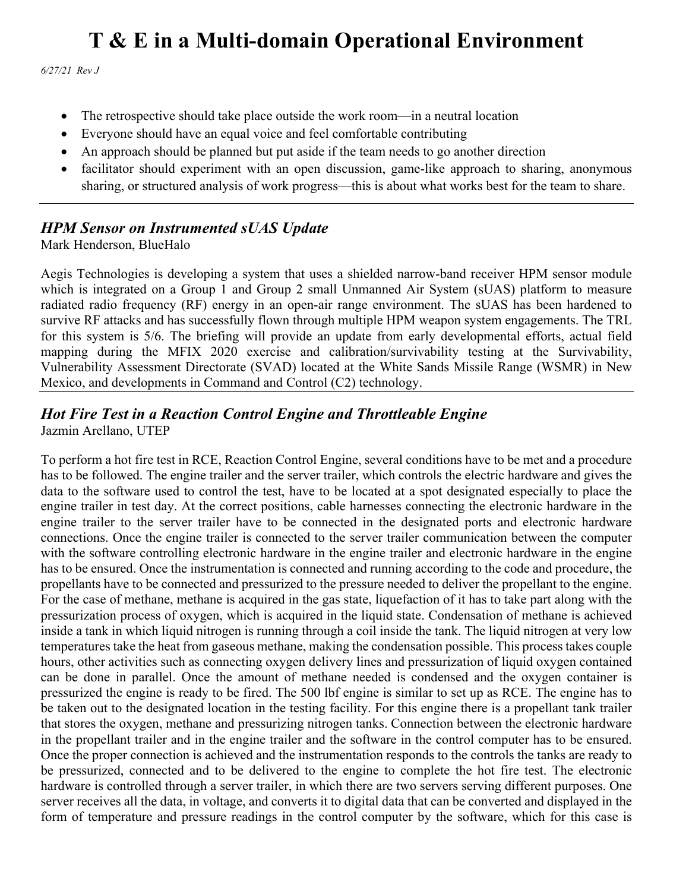- The retrospective should take place outside the work room—in a neutral location
- Everyone should have an equal voice and feel comfortable contributing
- An approach should be planned but put aside if the team needs to go another direction
- facilitator should experiment with an open discussion, game-like approach to sharing, anonymous sharing, or structured analysis of work progress—this is about what works best for the team to share.

---

### *HPM Sensor on Instrumented sUAS Update*

Mark Henderson, BlueHalo

Aegis Technologies is developing a system that uses a shielded narrow-band receiver HPM sensor module which is integrated on a Group 1 and Group 2 small Unmanned Air System (sUAS) platform to measure radiated radio frequency (RF) energy in an open-air range environment. The sUAS has been hardened to survive RF attacks and has successfully flown through multiple HPM weapon system engagements. The TRL for this system is 5/6. The briefing will provide an update from early developmental efforts, actual field mapping during the MFIX 2020 exercise and calibration/survivability testing at the Survivability, Vulnerability Assessment Directorate (SVAD) located at the White Sands Missile Range (WSMR) in New Mexico, and developments in Command and Control (C2) technology.

---

### *Hot Fire Test in a Reaction Control Engine and Throttleable Engine*

Jazmin Arellano, UTEP

To perform a hot fire test in RCE, Reaction Control Engine, several conditions have to be met and a procedure has to be followed. The engine trailer and the server trailer, which controls the electric hardware and gives the data to the software used to control the test, have to be located at a spot designated especially to place the engine trailer in test day. At the correct positions, cable harnesses connecting the electronic hardware in the engine trailer to the server trailer have to be connected in the designated ports and electronic hardware connections. Once the engine trailer is connected to the server trailer communication between the computer with the software controlling electronic hardware in the engine trailer and electronic hardware in the engine has to be ensured. Once the instrumentation is connected and running according to the code and procedure, the propellants have to be connected and pressurized to the pressure needed to deliver the propellant to the engine. For the case of methane, methane is acquired in the gas state, liquefaction of it has to take part along with the pressurization process of oxygen, which is acquired in the liquid state. Condensation of methane is achieved inside a tank in which liquid nitrogen is running through a coil inside the tank. The liquid nitrogen at very low temperatures take the heat from gaseous methane, making the condensation possible. This process takes couple hours, other activities such as connecting oxygen delivery lines and pressurization of liquid oxygen contained can be done in parallel. Once the amount of methane needed is condensed and the oxygen container is pressurized the engine is ready to be fired. The 500 lbf engine is similar to set up as RCE. The engine has to be taken out to the designated location in the testing facility. For this engine there is a propellant tank trailer that stores the oxygen, methane and pressurizing nitrogen tanks. Connection between the electronic hardware in the propellant trailer and in the engine trailer and the software in the control computer has to be ensured. Once the proper connection is achieved and the instrumentation responds to the controls the tanks are ready to be pressurized, connected and to be delivered to the engine to complete the hot fire test. The electronic hardware is controlled through a server trailer, in which there are two servers serving different purposes. One server receives all the data, in voltage, and converts it to digital data that can be converted and displayed in the form of temperature and pressure readings in the control computer by the software, which for this case is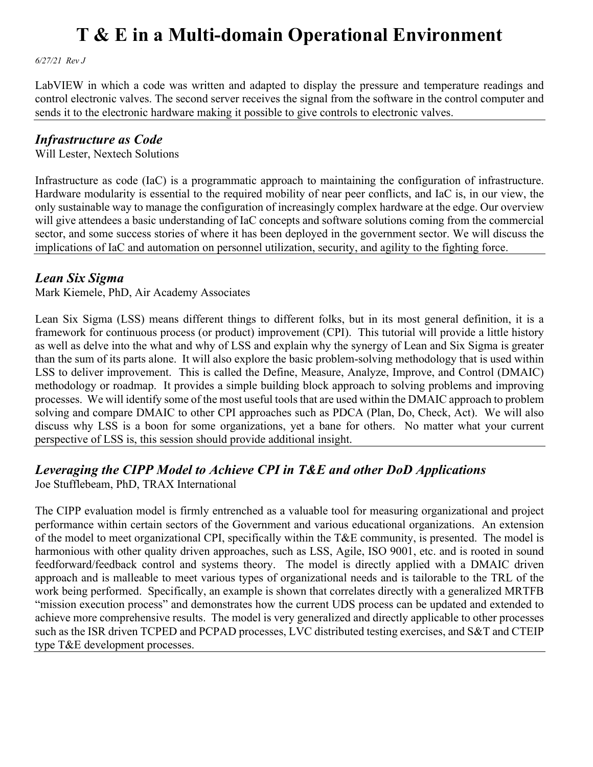LabVIEW in which a code was written and adapted to display the pressure and temperature readings and control electronic valves. The second server receives the signal from the software in the control computer and sends it to the electronic hardware making it possible to give controls to electronic valves.

---

## *Infrastructure as Code*

Will Lester, Nextech Solutions

Infrastructure as code (IaC) is a programmatic approach to maintaining the configuration of infrastructure. Hardware modularity is essential to the required mobility of near peer conflicts, and IaC is, in our view, the only sustainable way to manage the configuration of increasingly complex hardware at the edge. Our overview will give attendees a basic understanding of IaC concepts and software solutions coming from the commercial sector, and some success stories of where it has been deployed in the government sector. We will discuss the implications of IaC and automation on personnel utilization, security, and agility to the fighting force.

---

## *Lean Six Sigma*

Mark Kiemele, PhD, Air Academy Associates

Lean Six Sigma (LSS) means different things to different folks, but in its most general definition, it is a framework for continuous process (or product) improvement (CPI). This tutorial will provide a little history as well as delve into the what and why of LSS and explain why the synergy of Lean and Six Sigma is greater than the sum of its parts alone. It will also explore the basic problem-solving methodology that is used within LSS to deliver improvement. This is called the Define, Measure, Analyze, Improve, and Control (DMAIC) methodology or roadmap. It provides a simple building block approach to solving problems and improving processes. We will identify some of the most useful tools that are used within the DMAIC approach to problem solving and compare DMAIC to other CPI approaches such as PDCA (Plan, Do, Check, Act). We will also discuss why LSS is a boon for some organizations, yet a bane for others. No matter what your current perspective of LSS is, this session should provide additional insight.

---

## *Leveraging the CIPP Model to Achieve CPI in T&E and other DoD Applications*

Joe Stufflebeam, PhD, TRAX International

The CIPP evaluation model is firmly entrenched as a valuable tool for measuring organizational and project performance within certain sectors of the Government and various educational organizations. An extension of the model to meet organizational CPI, specifically within the T&E community, is presented. The model is harmonious with other quality driven approaches, such as LSS, Agile, ISO 9001, etc. and is rooted in sound feedforward/feedback control and systems theory. The model is directly applied with a DMAIC driven approach and is malleable to meet various types of organizational needs and is tailorable to the TRL of the work being performed. Specifically, an example is shown that correlates directly with a generalized MRTFB "mission execution process" and demonstrates how the current UDS process can be updated and extended to achieve more comprehensive results. The model is very generalized and directly applicable to other processes such as the ISR driven TCPED and PCPAD processes, LVC distributed testing exercises, and S&T and CTEIP type T&E development processes.

---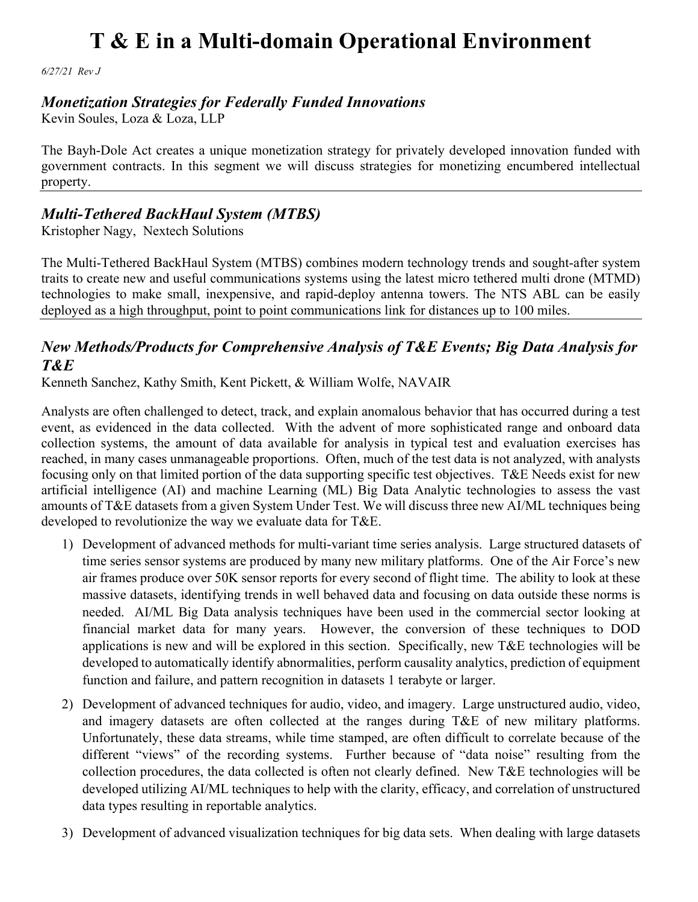# T & E in a Multi-domain Operational Environment

*6/27/21 Rev J*

## *Monetization Strategies for Federally Funded Innovations*

Kevin Soules, Loza & Loza, LLP

The Bayh-Dole Act creates a unique monetization strategy for privately developed innovation funded with government contracts. In this segment we will discuss strategies for monetizing encumbered intellectual property.

---

## *Multi-Tethered BackHaul System (MTBS)*

Kristopher Nagy, Nextech Solutions

The Multi-Tethered BackHaul System (MTBS) combines modern technology trends and sought-after system traits to create new and useful communications systems using the latest micro tethered multi drone (MTMD) technologies to make small, inexpensive, and rapid-deploy antenna towers. The NTS ABL can be easily deployed as a high throughput, point to point communications link for distances up to 100 miles.

---

## *New Methods/Products for Comprehensive Analysis of T&E Events; Big Data Analysis for T&E*

Kenneth Sanchez, Kathy Smith, Kent Pickett, & William Wolfe, NAVAIR

Analysts are often challenged to detect, track, and explain anomalous behavior that has occurred during a test event, as evidenced in the data collected. With the advent of more sophisticated range and onboard data collection systems, the amount of data available for analysis in typical test and evaluation exercises has reached, in many cases unmanageable proportions. Often, much of the test data is not analyzed, with analysts focusing only on that limited portion of the data supporting specific test objectives. T&E Needs exist for new artificial intelligence (AI) and machine Learning (ML) Big Data Analytic technologies to assess the vast amounts of T&E datasets from a given System Under Test. We will discuss three new AI/ML techniques being developed to revolutionize the way we evaluate data for T&E.

1) Development of advanced methods for multi-variant time series analysis. Large structured datasets of time series sensor systems are produced by many new military platforms. One of the Air Force's new air frames produce over 50K sensor reports for every second of flight time. The ability to look at these massive datasets, identifying trends in well behaved data and focusing on data outside these norms is needed. AI/ML Big Data analysis techniques have been used in the commercial sector looking at financial market data for many years. However, the conversion of these techniques to DOD applications is new and will be explored in this section. Specifically, new T&E technologies will be developed to automatically identify abnormalities, perform causality analytics, prediction of equipment function and failure, and pattern recognition in datasets 1 terabyte or larger.

2) Development of advanced techniques for audio, video, and imagery. Large unstructured audio, video, and imagery datasets are often collected at the ranges during T&E of new military platforms. Unfortunately, these data streams, while time stamped, are often difficult to correlate because of the different "views" of the recording systems. Further because of "data noise" resulting from the collection procedures, the data collected is often not clearly defined. New T&E technologies will be developed utilizing AI/ML techniques to help with the clarity, efficacy, and correlation of unstructured data types resulting in reportable analytics.

3) Development of advanced visualization techniques for big data sets. When dealing with large datasets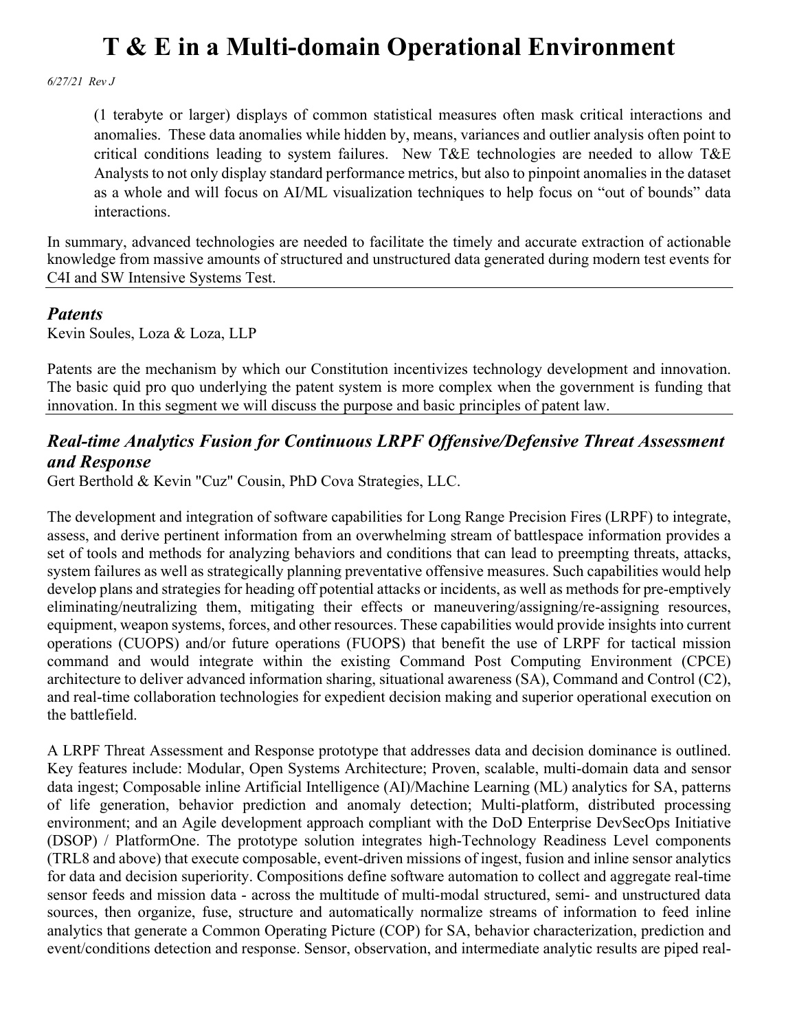(1 terabyte or larger) displays of common statistical measures often mask critical interactions and anomalies. These data anomalies while hidden by, means, variances and outlier analysis often point to critical conditions leading to system failures. New T&E technologies are needed to allow T&E Analysts to not only display standard performance metrics, but also to pinpoint anomalies in the dataset as a whole and will focus on AI/ML visualization techniques to help focus on "out of bounds" data interactions.

In summary, advanced technologies are needed to facilitate the timely and accurate extraction of actionable knowledge from massive amounts of structured and unstructured data generated during modern test events for C4I and SW Intensive Systems Test.

### *Patents*

Kevin Soules, Loza & Loza, LLP

Patents are the mechanism by which our Constitution incentivizes technology development and innovation. The basic quid pro quo underlying the patent system is more complex when the government is funding that innovation. In this segment we will discuss the purpose and basic principles of patent law.

### *Real-time Analytics Fusion for Continuous LRPF Offensive/Defensive Threat Assessment and Response*

Gert Berthold & Kevin "Cuz" Cousin, PhD Cova Strategies, LLC.

The development and integration of software capabilities for Long Range Precision Fires (LRPF) to integrate, assess, and derive pertinent information from an overwhelming stream of battlespace information provides a set of tools and methods for analyzing behaviors and conditions that can lead to preempting threats, attacks, system failures as well as strategically planning preventative offensive measures. Such capabilities would help develop plans and strategies for heading off potential attacks or incidents, as well as methods for pre-emptively eliminating/neutralizing them, mitigating their effects or maneuvering/assigning/re-assigning resources, equipment, weapon systems, forces, and other resources. These capabilities would provide insights into current operations (CUOPS) and/or future operations (FUOPS) that benefit the use of LRPF for tactical mission command and would integrate within the existing Command Post Computing Environment (CPCE) architecture to deliver advanced information sharing, situational awareness (SA), Command and Control (C2), and real-time collaboration technologies for expedient decision making and superior operational execution on the battlefield.

A LRPF Threat Assessment and Response prototype that addresses data and decision dominance is outlined. Key features include: Modular, Open Systems Architecture; Proven, scalable, multi-domain data and sensor data ingest; Composable inline Artificial Intelligence (AI)/Machine Learning (ML) analytics for SA, patterns of life generation, behavior prediction and anomaly detection; Multi-platform, distributed processing environment; and an Agile development approach compliant with the DoD Enterprise DevSecOps Initiative (DSOP) / PlatformOne. The prototype solution integrates high-Technology Readiness Level components (TRL8 and above) that execute composable, event-driven missions of ingest, fusion and inline sensor analytics for data and decision superiority. Compositions define software automation to collect and aggregate real-time sensor feeds and mission data - across the multitude of multi-modal structured, semi- and unstructured data sources, then organize, fuse, structure and automatically normalize streams of information to feed inline analytics that generate a Common Operating Picture (COP) for SA, behavior characterization, prediction and event/conditions detection and response. Sensor, observation, and intermediate analytic results are piped real-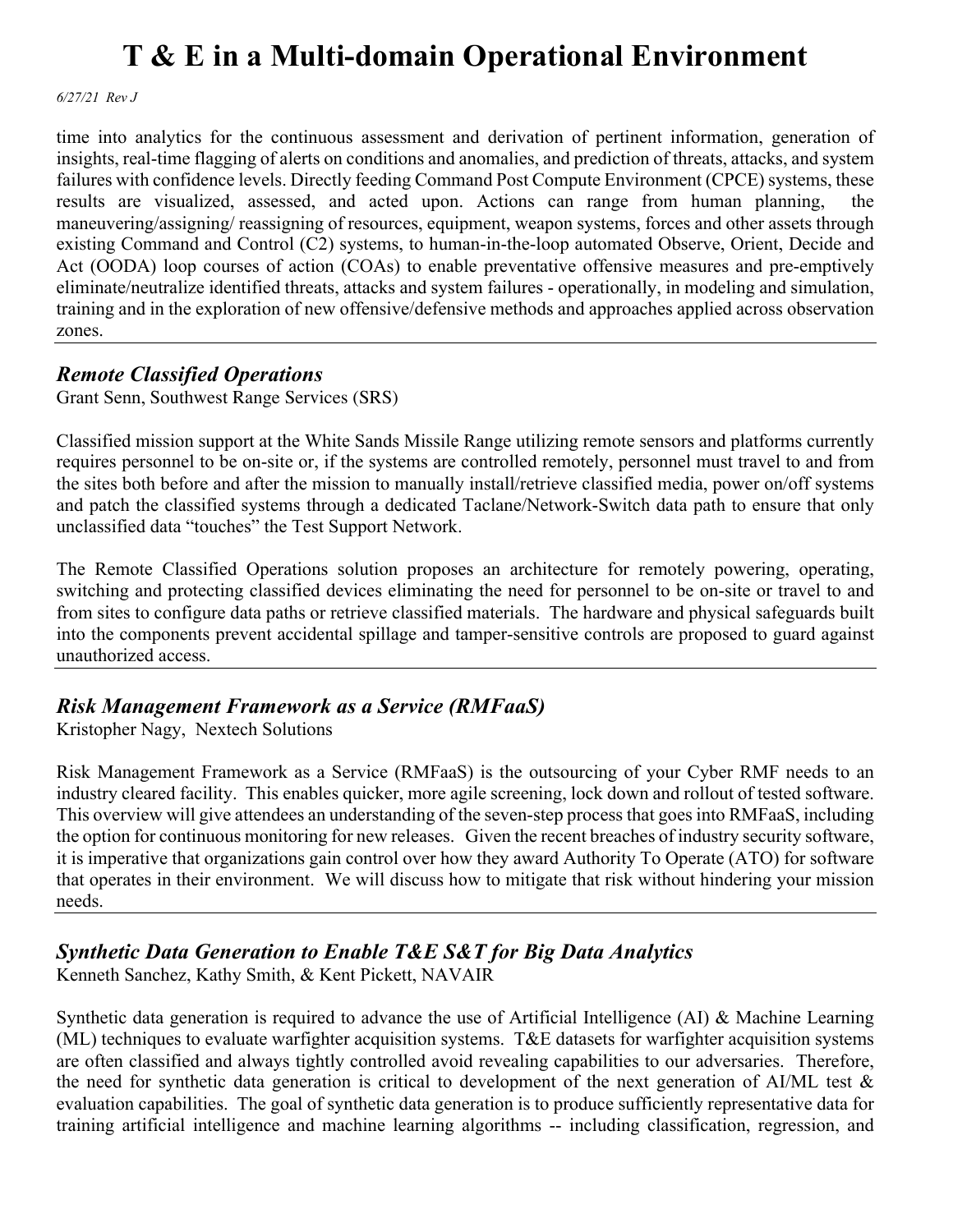time into analytics for the continuous assessment and derivation of pertinent information, generation of insights, real-time flagging of alerts on conditions and anomalies, and prediction of threats, attacks, and system failures with confidence levels. Directly feeding Command Post Compute Environment (CPCE) systems, these results are visualized, assessed, and acted upon. Actions can range from human planning, the maneuvering/assigning/ reassigning of resources, equipment, weapon systems, forces and other assets through existing Command and Control (C2) systems, to human-in-the-loop automated Observe, Orient, Decide and Act (OODA) loop courses of action (COAs) to enable preventative offensive measures and pre-emptively eliminate/neutralize identified threats, attacks and system failures - operationally, in modeling and simulation, training and in the exploration of new offensive/defensive methods and approaches applied across observation zones.

---

## *Remote Classified Operations*

Grant Senn, Southwest Range Services (SRS)

Classified mission support at the White Sands Missile Range utilizing remote sensors and platforms currently requires personnel to be on-site or, if the systems are controlled remotely, personnel must travel to and from the sites both before and after the mission to manually install/retrieve classified media, power on/off systems and patch the classified systems through a dedicated Taclane/Network-Switch data path to ensure that only unclassified data "touches" the Test Support Network.

The Remote Classified Operations solution proposes an architecture for remotely powering, operating, switching and protecting classified devices eliminating the need for personnel to be on-site or travel to and from sites to configure data paths or retrieve classified materials. The hardware and physical safeguards built into the components prevent accidental spillage and tamper-sensitive controls are proposed to guard against unauthorized access.

---

## *Risk Management Framework as a Service (RMFaaS)*

Kristopher Nagy, Nextech Solutions

Risk Management Framework as a Service (RMFaaS) is the outsourcing of your Cyber RMF needs to an industry cleared facility. This enables quicker, more agile screening, lock down and rollout of tested software. This overview will give attendees an understanding of the seven-step process that goes into RMFaaS, including the option for continuous monitoring for new releases. Given the recent breaches of industry security software, it is imperative that organizations gain control over how they award Authority To Operate (ATO) for software that operates in their environment. We will discuss how to mitigate that risk without hindering your mission needs.

---

## *Synthetic Data Generation to Enable T&E S&T for Big Data Analytics*

Kenneth Sanchez, Kathy Smith, & Kent Pickett, NAVAIR

Synthetic data generation is required to advance the use of Artificial Intelligence (AI) & Machine Learning (ML) techniques to evaluate warfighter acquisition systems. T&E datasets for warfighter acquisition systems are often classified and always tightly controlled avoid revealing capabilities to our adversaries. Therefore, the need for synthetic data generation is critical to development of the next generation of AI/ML test & evaluation capabilities. The goal of synthetic data generation is to produce sufficiently representative data for training artificial intelligence and machine learning algorithms -- including classification, regression, and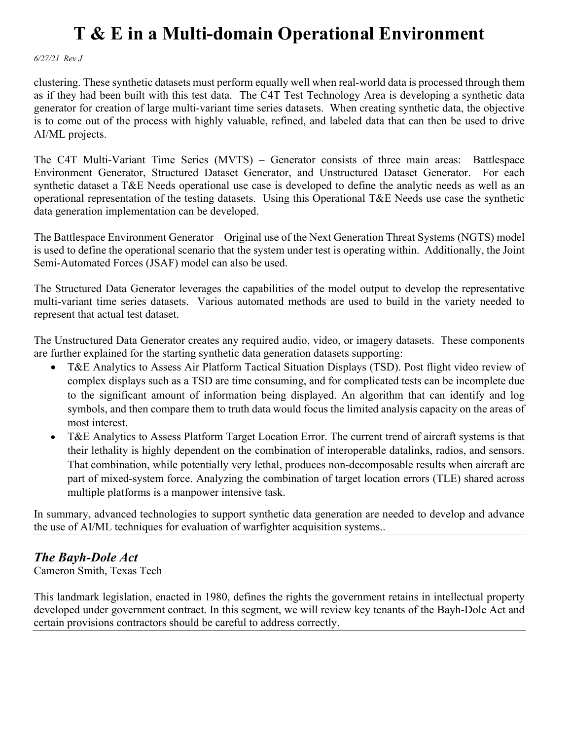clustering. These synthetic datasets must perform equally well when real-world data is processed through them as if they had been built with this test data. The C4T Test Technology Area is developing a synthetic data generator for creation of large multi-variant time series datasets. When creating synthetic data, the objective is to come out of the process with highly valuable, refined, and labeled data that can then be used to drive AI/ML projects.

The C4T Multi-Variant Time Series (MVTS) – Generator consists of three main areas: Battlespace Environment Generator, Structured Dataset Generator, and Unstructured Dataset Generator. For each synthetic dataset a T&E Needs operational use case is developed to define the analytic needs as well as an operational representation of the testing datasets. Using this Operational T&E Needs use case the synthetic data generation implementation can be developed.

The Battlespace Environment Generator – Original use of the Next Generation Threat Systems (NGTS) model is used to define the operational scenario that the system under test is operating within. Additionally, the Joint Semi-Automated Forces (JSAF) model can also be used.

The Structured Data Generator leverages the capabilities of the model output to develop the representative multi-variant time series datasets. Various automated methods are used to build in the variety needed to represent that actual test dataset.

The Unstructured Data Generator creates any required audio, video, or imagery datasets. These components are further explained for the starting synthetic data generation datasets supporting:

- T&E Analytics to Assess Air Platform Tactical Situation Displays (TSD). Post flight video review of complex displays such as a TSD are time consuming, and for complicated tests can be incomplete due to the significant amount of information being displayed. An algorithm that can identify and log symbols, and then compare them to truth data would focus the limited analysis capacity on the areas of most interest.
- T&E Analytics to Assess Platform Target Location Error. The current trend of aircraft systems is that their lethality is highly dependent on the combination of interoperable datalinks, radios, and sensors. That combination, while potentially very lethal, produces non-decomposable results when aircraft are part of mixed-system force. Analyzing the combination of target location errors (TLE) shared across multiple platforms is a manpower intensive task.

In summary, advanced technologies to support synthetic data generation are needed to develop and advance the use of AI/ML techniques for evaluation of warfighter acquisition systems..

---

### *The Bayh-Dole Act*

Cameron Smith, Texas Tech

This landmark legislation, enacted in 1980, defines the rights the government retains in intellectual property developed under government contract. In this segment, we will review key tenants of the Bayh-Dole Act and certain provisions contractors should be careful to address correctly.

---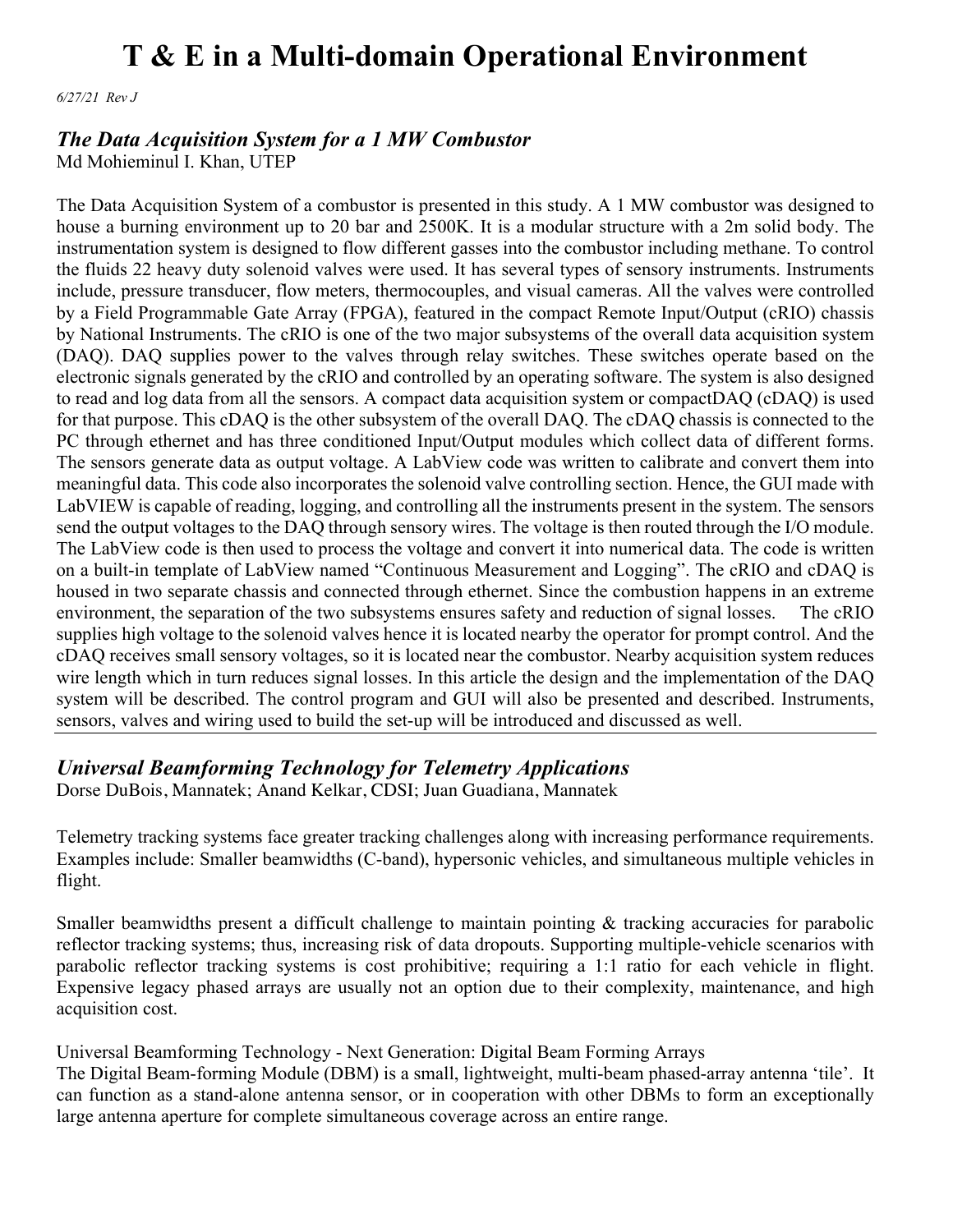# T & E in a Multi-domain Operational Environment

*6/27/21 Rev J*

## *The Data Acquisition System for a 1 MW Combustor*

Md Mohieminul I. Khan, UTEP

The Data Acquisition System of a combustor is presented in this study. A 1 MW combustor was designed to house a burning environment up to 20 bar and 2500K. It is a modular structure with a 2m solid body. The instrumentation system is designed to flow different gasses into the combustor including methane. To control the fluids 22 heavy duty solenoid valves were used. It has several types of sensory instruments. Instruments include, pressure transducer, flow meters, thermocouples, and visual cameras. All the valves were controlled by a Field Programmable Gate Array (FPGA), featured in the compact Remote Input/Output (cRIO) chassis by National Instruments. The cRIO is one of the two major subsystems of the overall data acquisition system (DAQ). DAQ supplies power to the valves through relay switches. These switches operate based on the electronic signals generated by the cRIO and controlled by an operating software. The system is also designed to read and log data from all the sensors. A compact data acquisition system or compactDAQ (cDAQ) is used for that purpose. This cDAQ is the other subsystem of the overall DAQ. The cDAQ chassis is connected to the PC through ethernet and has three conditioned Input/Output modules which collect data of different forms. The sensors generate data as output voltage. A LabView code was written to calibrate and convert them into meaningful data. This code also incorporates the solenoid valve controlling section. Hence, the GUI made with LabVIEW is capable of reading, logging, and controlling all the instruments present in the system. The sensors send the output voltages to the DAQ through sensory wires. The voltage is then routed through the I/O module. The LabView code is then used to process the voltage and convert it into numerical data. The code is written on a built-in template of LabView named "Continuous Measurement and Logging". The cRIO and cDAQ is housed in two separate chassis and connected through ethernet. Since the combustion happens in an extreme environment, the separation of the two subsystems ensures safety and reduction of signal losses. The cRIO supplies high voltage to the solenoid valves hence it is located nearby the operator for prompt control. And the cDAQ receives small sensory voltages, so it is located near the combustor. Nearby acquisition system reduces wire length which in turn reduces signal losses. In this article the design and the implementation of the DAQ system will be described. The control program and GUI will also be presented and described. Instruments, sensors, valves and wiring used to build the set-up will be introduced and discussed as well.

---

## *Universal Beamforming Technology for Telemetry Applications*

Dorse DuBois, Mannatek; Anand Kelkar, CDSI; Juan Guadiana, Mannatek

Telemetry tracking systems face greater tracking challenges along with increasing performance requirements. Examples include: Smaller beamwidths (C-band), hypersonic vehicles, and simultaneous multiple vehicles in flight.

Smaller beamwidths present a difficult challenge to maintain pointing & tracking accuracies for parabolic reflector tracking systems; thus, increasing risk of data dropouts. Supporting multiple-vehicle scenarios with parabolic reflector tracking systems is cost prohibitive; requiring a 1:1 ratio for each vehicle in flight. Expensive legacy phased arrays are usually not an option due to their complexity, maintenance, and high acquisition cost.

Universal Beamforming Technology - Next Generation: Digital Beam Forming Arrays

The Digital Beam-forming Module (DBM) is a small, lightweight, multi-beam phased-array antenna 'tile'. It can function as a stand-alone antenna sensor, or in cooperation with other DBMs to form an exceptionally large antenna aperture for complete simultaneous coverage across an entire range.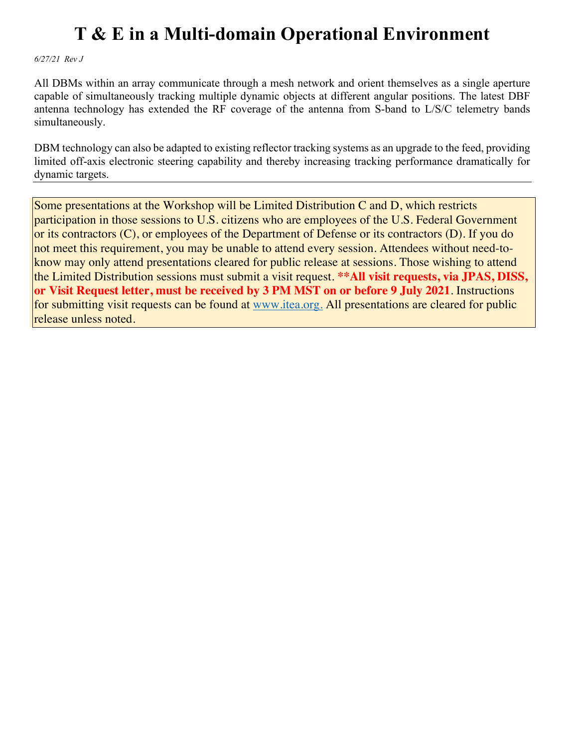# T & E in a Multi-domain Operational Environment

*6/27/21 Rev J*

All DBMs within an array communicate through a mesh network and orient themselves as a single aperture capable of simultaneously tracking multiple dynamic objects at different angular positions. The latest DBF antenna technology has extended the RF coverage of the antenna from S-band to L/S/C telemetry bands simultaneously.

DBM technology can also be adapted to existing reflector tracking systems as an upgrade to the feed, providing limited off-axis electronic steering capability and thereby increasing tracking performance dramatically for dynamic targets.

---

Some presentations at the Workshop will be Limited Distribution C and D, which restricts participation in those sessions to U.S. citizens who are employees of the U.S. Federal Government or its contractors (C), or employees of the Department of Defense or its contractors (D). If you do not meet this requirement, you may be unable to attend every session. Attendees without need-to-know may only attend presentations cleared for public release at sessions. Those wishing to attend the Limited Distribution sessions must submit a visit request. **\*\*All visit requests, via JPAS, DISS, or Visit Request letter, must be received by 3 PM MST on or before 9 July 2021**. Instructions for submitting visit requests can be found at [www.itea.org.](http://www.itea.org) All presentations are cleared for public release unless noted.